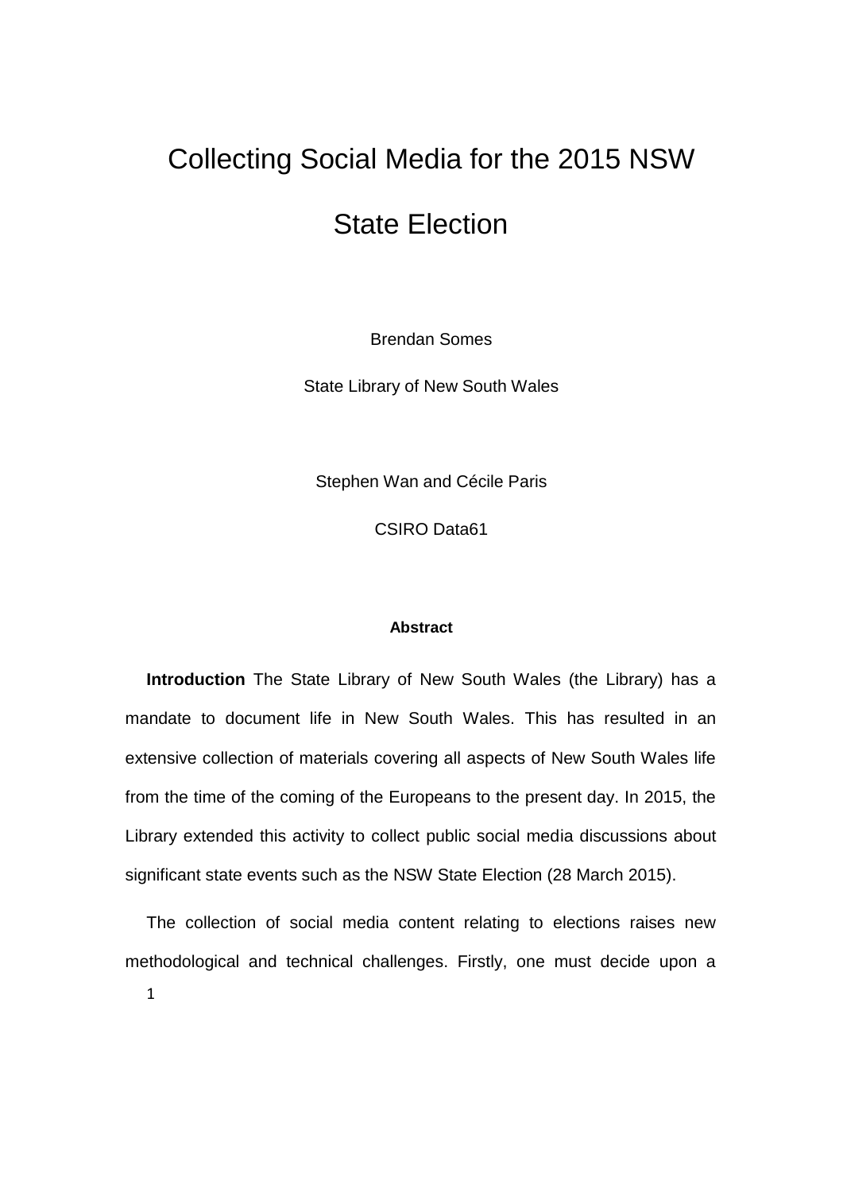# Collecting Social Media for the 2015 NSW State Election

Brendan Somes

State Library of New South Wales

Stephen Wan and Cécile Paris

CSIRO Data61

#### Abstract

**Introduction** The State Library of New South Wales (the Library) has a mandate to document life in New South Wales. This has resulted in an extensive collection of materials covering all aspects of New South Wales life from the time of the coming of the Europeans to the present day. In 2015, the Library extended this activity to collect public social media discussions about significant state events such as the NSW State Election (28 March 2015).

The collection of social media content relating to elections raises new methodological and technical challenges. Firstly, one must decide upon a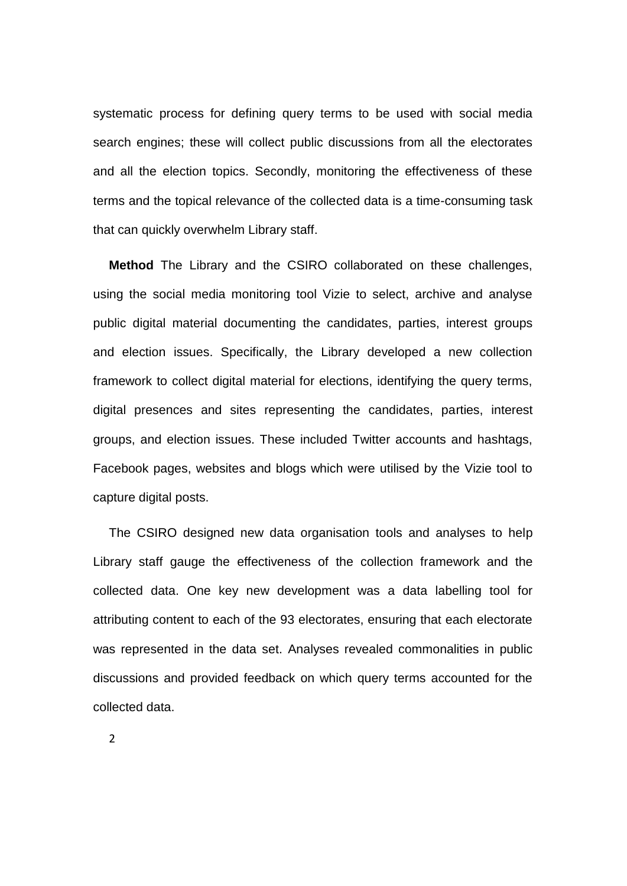systematic process for defining query terms to be used with social media search engines; these will collect public discussions from all the electorates and all the election topics. Secondly, monitoring the effectiveness of these terms and the topical relevance of the collected data is a time-consuming task that can quickly overwhelm Library staff.

**Method** The Library and the CSIRO collaborated on these challenges, using the social media monitoring tool Vizie to select, archive and analyse public digital material documenting the candidates, parties, interest groups and election issues. Specifically, the Library developed a new collection framework to collect digital material for elections, identifying the query terms, digital presences and sites representing the candidates, parties, interest groups, and election issues. These included Twitter accounts and hashtags, Facebook pages, websites and blogs which were utilised by the Vizie tool to capture digital posts.

The CSIRO designed new data organisation tools and analyses to help Library staff gauge the effectiveness of the collection framework and the collected data. One key new development was a data labelling tool for attributing content to each of the 93 electorates, ensuring that each electorate was represented in the data set. Analyses revealed commonalities in public discussions and provided feedback on which query terms accounted for the collected data.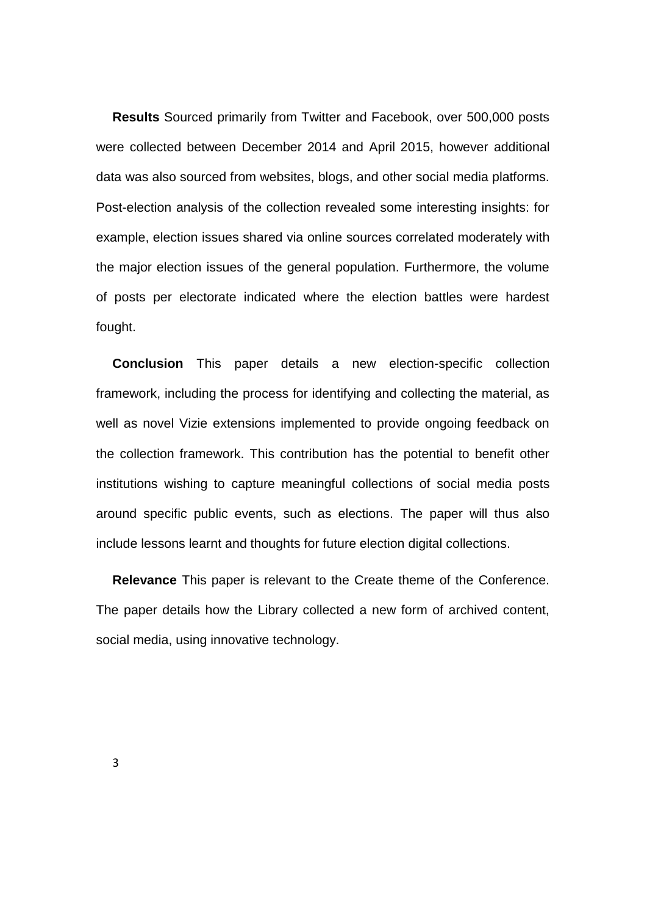**Results** Sourced primarily from Twitter and Facebook, over 500,000 posts were collected between December 2014 and April 2015, however additional data was also sourced from websites, blogs, and other social media platforms. Post-election analysis of the collection revealed some interesting insights: for example, election issues shared via online sources correlated moderately with the major election issues of the general population. Furthermore, the volume of posts per electorate indicated where the election battles were hardest fought.

**Conclusion** This paper details a new election-specific collection framework, including the process for identifying and collecting the material, as well as novel Vizie extensions implemented to provide ongoing feedback on the collection framework. This contribution has the potential to benefit other institutions wishing to capture meaningful collections of social media posts around specific public events, such as elections. The paper will thus also include lessons learnt and thoughts for future election digital collections.

**Relevance** This paper is relevant to the Create theme of the Conference. The paper details how the Library collected a new form of archived content, social media, using innovative technology.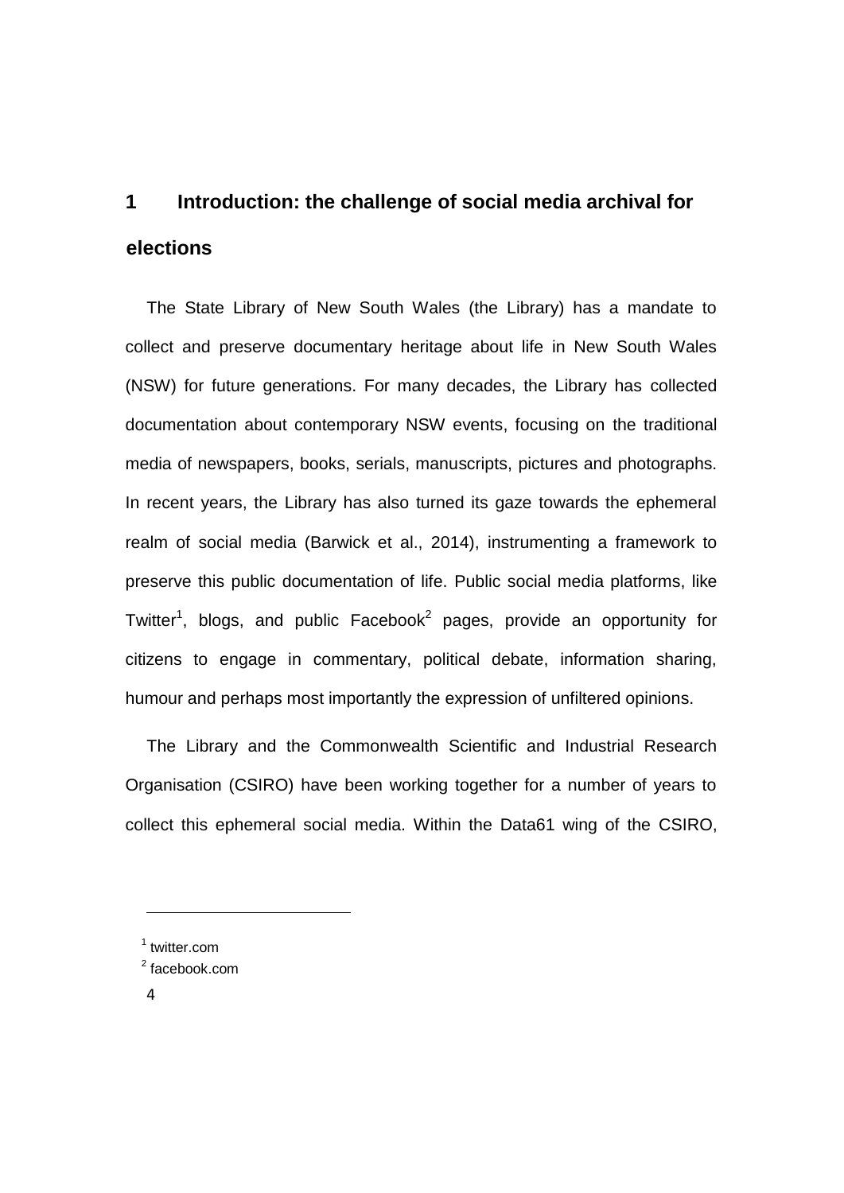# 1 Introduction: the challenge of social media archival for elections

The State Library of New South Wales (the Library) has a mandate to collect and preserve documentary heritage about life in New South Wales (NSW) for future generations. For many decades, the Library has collected documentation about contemporary NSW events, focusing on the traditional media of newspapers, books, serials, manuscripts, pictures and photographs. In recent years, the Library has also turned its gaze towards the ephemeral realm of social media (Barwick et al., 2014), instrumenting a framework to preserve this public documentation of life. Public social media platforms, like Twitter[1], blogs, and public Facebook[2] pages, provide an opportunity for citizens to engage in commentary, political debate, information sharing, humour and perhaps most importantly the expression of unfiltered opinions.

The Library and the Commonwealth Scientific and Industrial Research Organisation (CSIRO) have been working together for a number of years to collect this ephemeral social media. Within the Data61 wing of the CSIRO,

---

[1] twitter.com

[2] facebook.com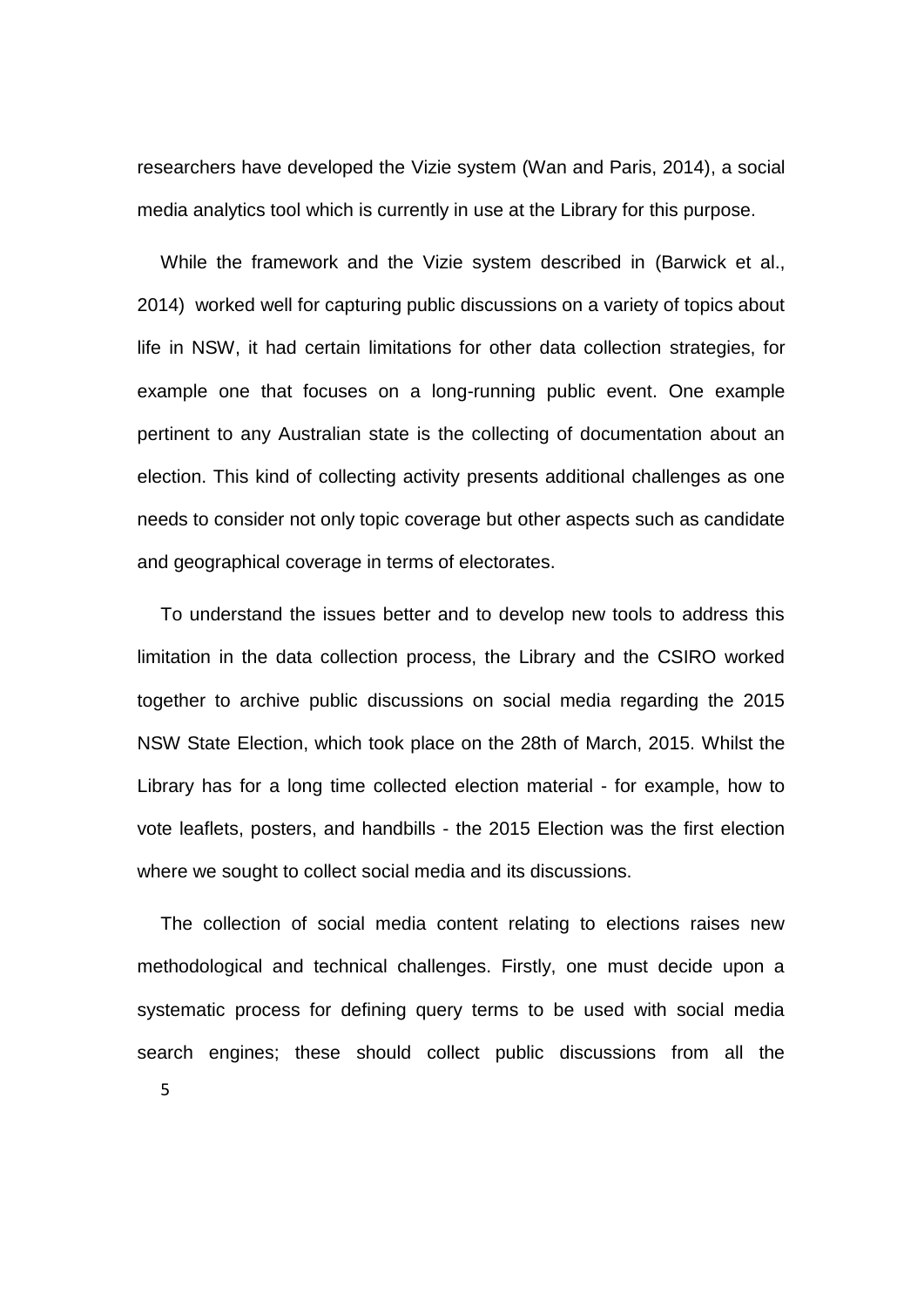researchers have developed the Vizie system (Wan and Paris, 2014), a social media analytics tool which is currently in use at the Library for this purpose.

While the framework and the Vizie system described in (Barwick et al., 2014) worked well for capturing public discussions on a variety of topics about life in NSW, it had certain limitations for other data collection strategies, for example one that focuses on a long-running public event. One example pertinent to any Australian state is the collecting of documentation about an election. This kind of collecting activity presents additional challenges as one needs to consider not only topic coverage but other aspects such as candidate and geographical coverage in terms of electorates.

To understand the issues better and to develop new tools to address this limitation in the data collection process, the Library and the CSIRO worked together to archive public discussions on social media regarding the 2015 NSW State Election, which took place on the 28th of March, 2015. Whilst the Library has for a long time collected election material - for example, how to vote leaflets, posters, and handbills - the 2015 Election was the first election where we sought to collect social media and its discussions.

The collection of social media content relating to elections raises new methodological and technical challenges. Firstly, one must decide upon a systematic process for defining query terms to be used with social media search engines; these should collect public discussions from all the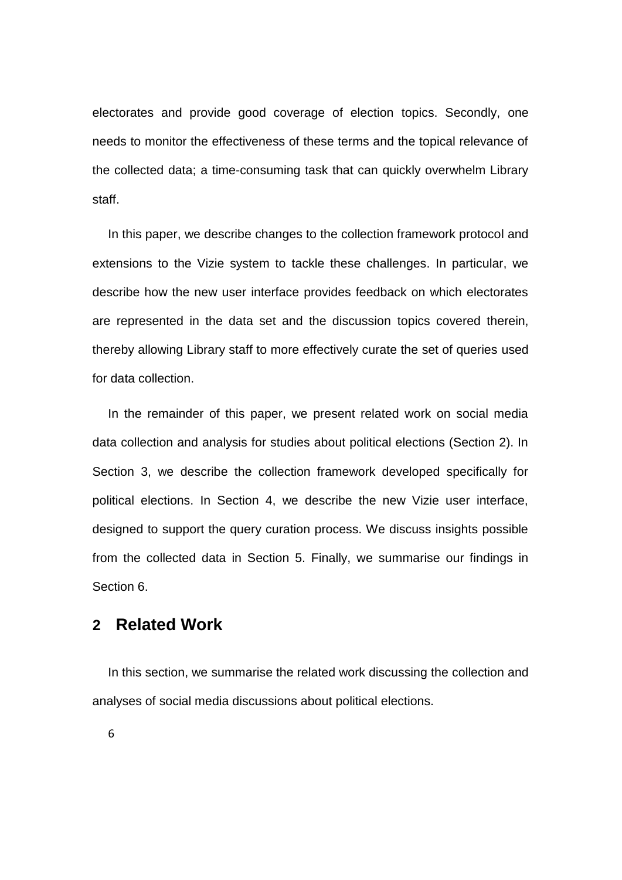electorates and provide good coverage of election topics. Secondly, one needs to monitor the effectiveness of these terms and the topical relevance of the collected data; a time-consuming task that can quickly overwhelm Library staff.

In this paper, we describe changes to the collection framework protocol and extensions to the Vizie system to tackle these challenges. In particular, we describe how the new user interface provides feedback on which electorates are represented in the data set and the discussion topics covered therein, thereby allowing Library staff to more effectively curate the set of queries used for data collection.

In the remainder of this paper, we present related work on social media data collection and analysis for studies about political elections (Section 2). In Section 3, we describe the collection framework developed specifically for political elections. In Section 4, we describe the new Vizie user interface, designed to support the query curation process. We discuss insights possible from the collected data in Section 5. Finally, we summarise our findings in Section 6.

## 2 Related Work

In this section, we summarise the related work discussing the collection and analyses of social media discussions about political elections.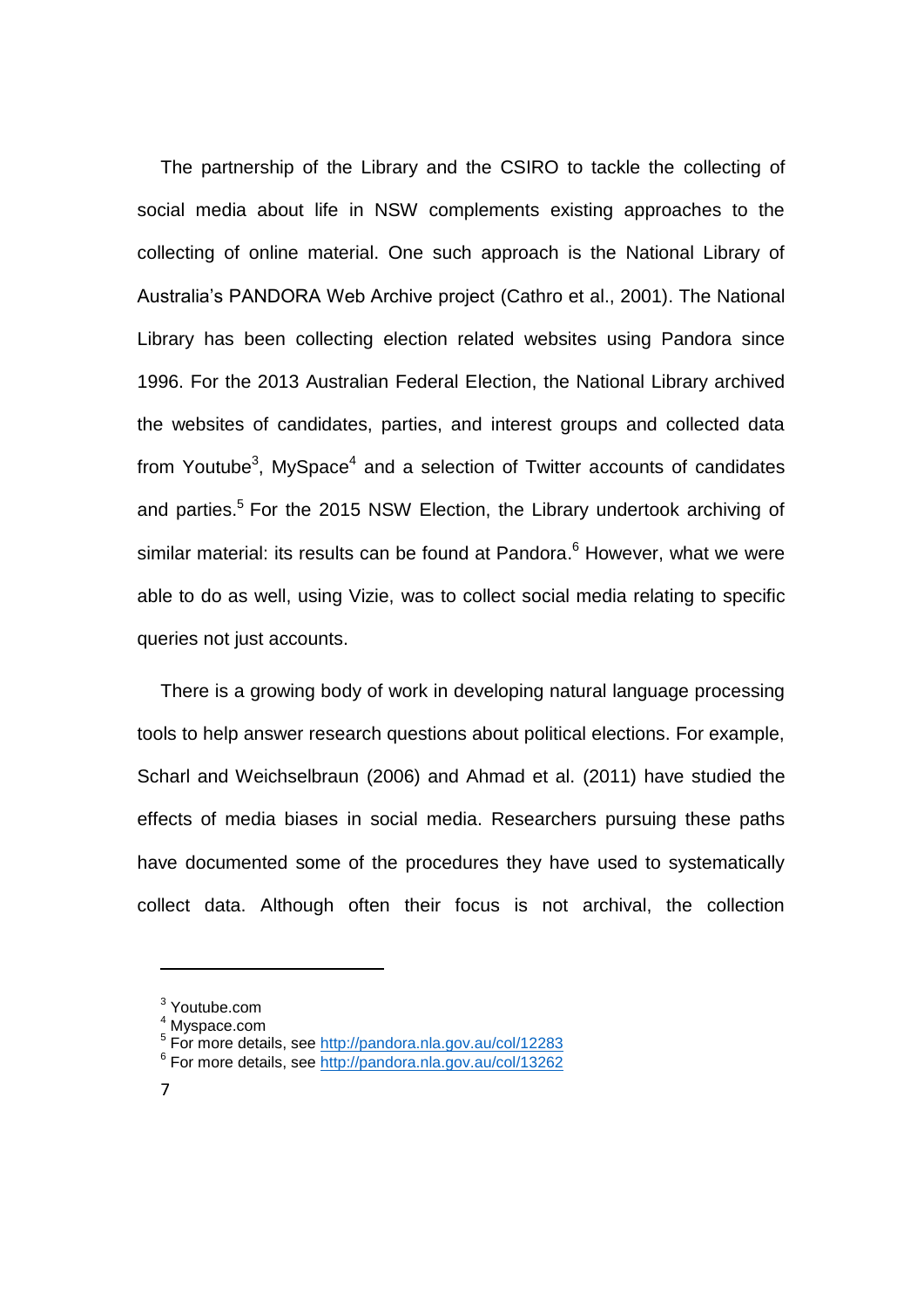The partnership of the Library and the CSIRO to tackle the collecting of social media about life in NSW complements existing approaches to the collecting of online material. One such approach is the National Library of Australia's PANDORA Web Archive project (Cathro et al., 2001). The National Library has been collecting election related websites using Pandora since 1996. For the 2013 Australian Federal Election, the National Library archived the websites of candidates, parties, and interest groups and collected data from Youtube[3], MySpace[4] and a selection of Twitter accounts of candidates and parties.[5] For the 2015 NSW Election, the Library undertook archiving of similar material: its results can be found at Pandora.[6] However, what we were able to do as well, using Vizie, was to collect social media relating to specific queries not just accounts.

There is a growing body of work in developing natural language processing tools to help answer research questions about political elections. For example, Scharl and Weichselbraun (2006) and Ahmad et al. (2011) have studied the effects of media biases in social media. Researchers pursuing these paths have documented some of the procedures they have used to systematically collect data. Although often their focus is not archival, the collection

---

[3] Youtube.com

[4] Myspace.com

[5] For more details, see http://pandora.nla.gov.au/col/12283

[6] For more details, see http://pandora.nla.gov.au/col/13262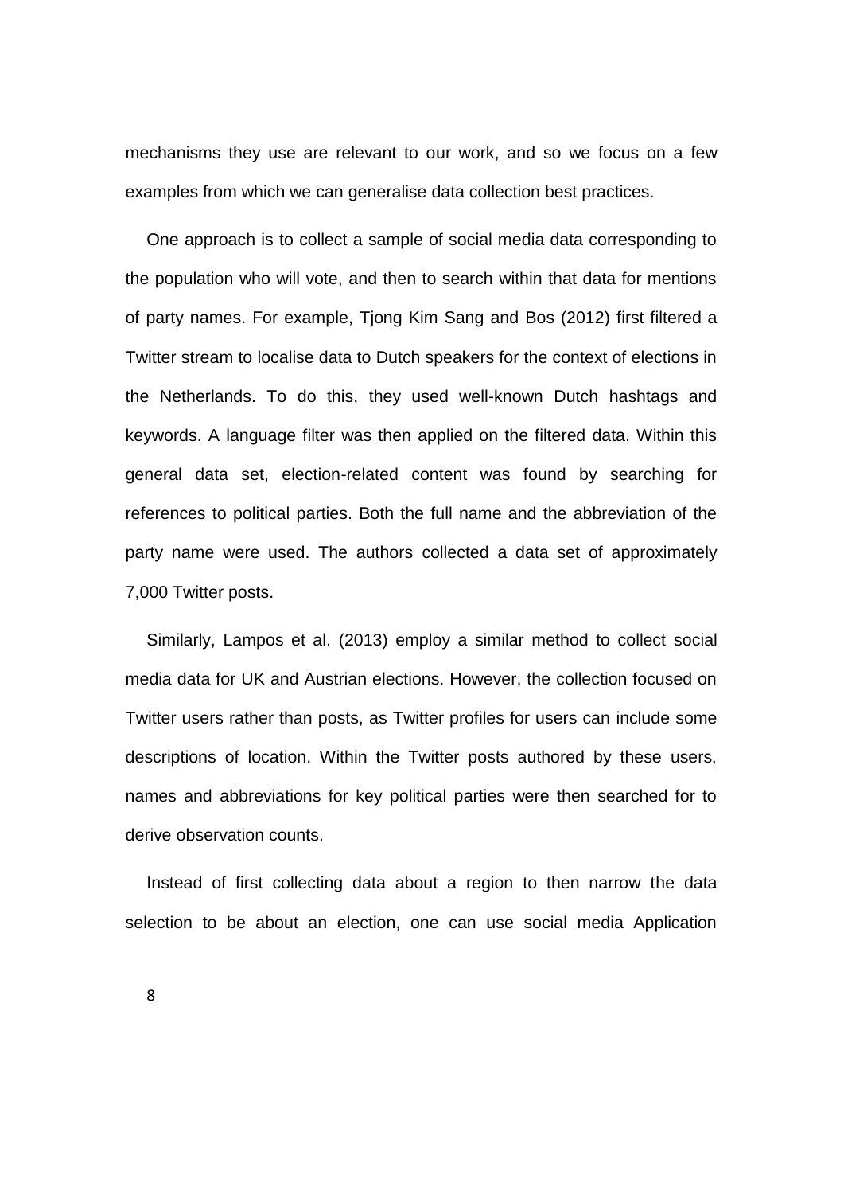mechanisms they use are relevant to our work, and so we focus on a few examples from which we can generalise data collection best practices.

One approach is to collect a sample of social media data corresponding to the population who will vote, and then to search within that data for mentions of party names. For example, Tjong Kim Sang and Bos (2012) first filtered a Twitter stream to localise data to Dutch speakers for the context of elections in the Netherlands. To do this, they used well-known Dutch hashtags and keywords. A language filter was then applied on the filtered data. Within this general data set, election-related content was found by searching for references to political parties. Both the full name and the abbreviation of the party name were used. The authors collected a data set of approximately 7,000 Twitter posts.

Similarly, Lampos et al. (2013) employ a similar method to collect social media data for UK and Austrian elections. However, the collection focused on Twitter users rather than posts, as Twitter profiles for users can include some descriptions of location. Within the Twitter posts authored by these users, names and abbreviations for key political parties were then searched for to derive observation counts.

Instead of first collecting data about a region to then narrow the data selection to be about an election, one can use social media Application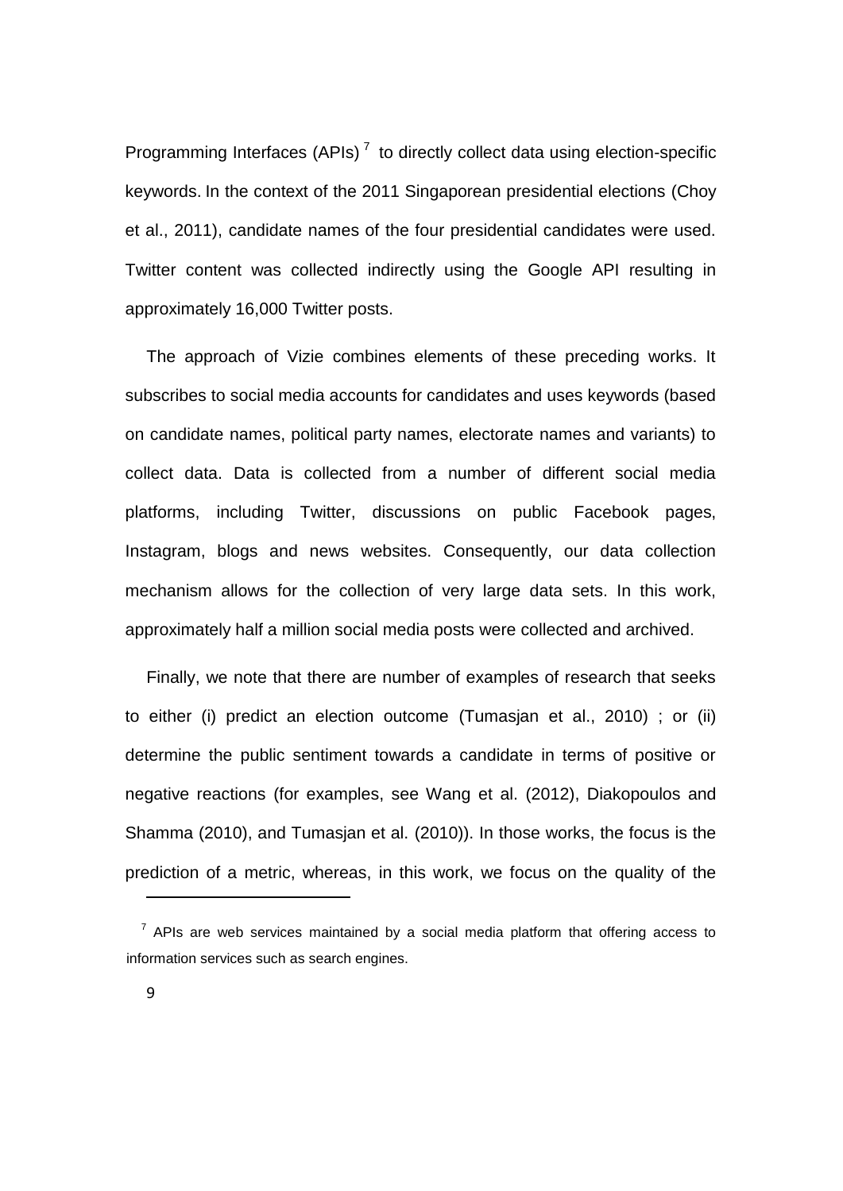Programming Interfaces (APIs) [7] to directly collect data using election-specific keywords. In the context of the 2011 Singaporean presidential elections (Choy et al., 2011), candidate names of the four presidential candidates were used. Twitter content was collected indirectly using the Google API resulting in approximately 16,000 Twitter posts.

The approach of Vizie combines elements of these preceding works. It subscribes to social media accounts for candidates and uses keywords (based on candidate names, political party names, electorate names and variants) to collect data. Data is collected from a number of different social media platforms, including Twitter, discussions on public Facebook pages, Instagram, blogs and news websites. Consequently, our data collection mechanism allows for the collection of very large data sets. In this work, approximately half a million social media posts were collected and archived.

Finally, we note that there are number of examples of research that seeks to either (i) predict an election outcome (Tumasjan et al., 2010) ; or (ii) determine the public sentiment towards a candidate in terms of positive or negative reactions (for examples, see Wang et al. (2012), Diakopoulos and Shamma (2010), and Tumasjan et al. (2010)). In those works, the focus is the prediction of a metric, whereas, in this work, we focus on the quality of the

---

[7] APIs are web services maintained by a social media platform that offering access to information services such as search engines.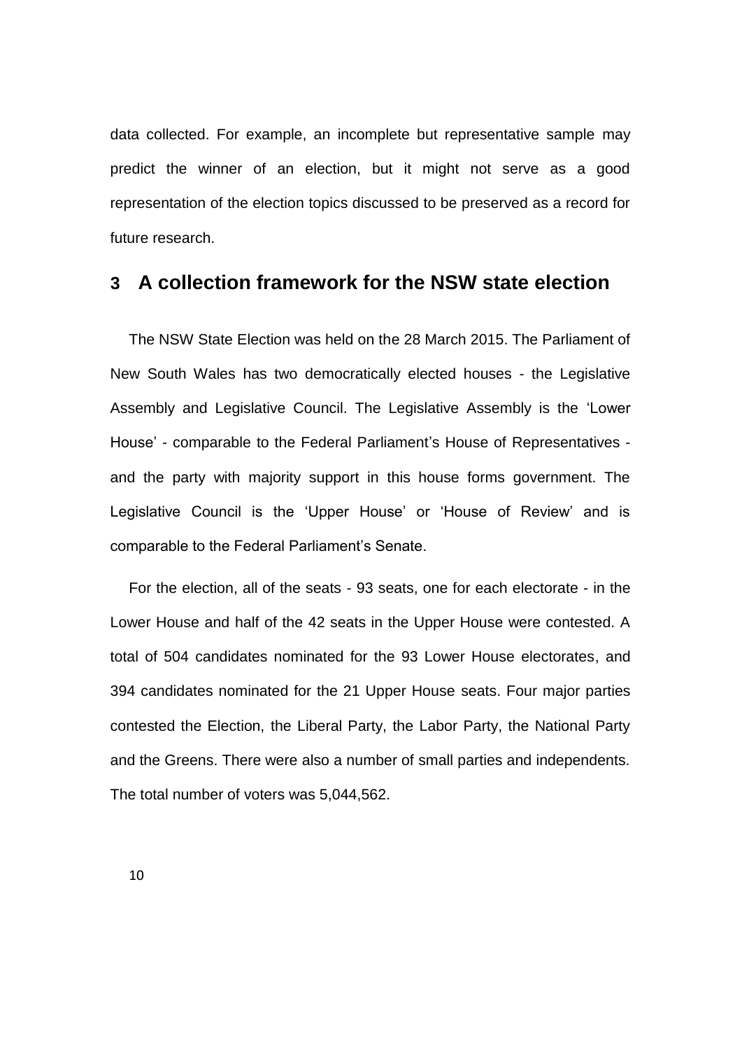data collected. For example, an incomplete but representative sample may predict the winner of an election, but it might not serve as a good representation of the election topics discussed to be preserved as a record for future research.

## 3 A collection framework for the NSW state election

The NSW State Election was held on the 28 March 2015. The Parliament of New South Wales has two democratically elected houses - the Legislative Assembly and Legislative Council. The Legislative Assembly is the 'Lower House' - comparable to the Federal Parliament's House of Representatives - and the party with majority support in this house forms government. The Legislative Council is the 'Upper House' or 'House of Review' and is comparable to the Federal Parliament's Senate.

For the election, all of the seats - 93 seats, one for each electorate - in the Lower House and half of the 42 seats in the Upper House were contested. A total of 504 candidates nominated for the 93 Lower House electorates, and 394 candidates nominated for the 21 Upper House seats. Four major parties contested the Election, the Liberal Party, the Labor Party, the National Party and the Greens. There were also a number of small parties and independents. The total number of voters was 5,044,562.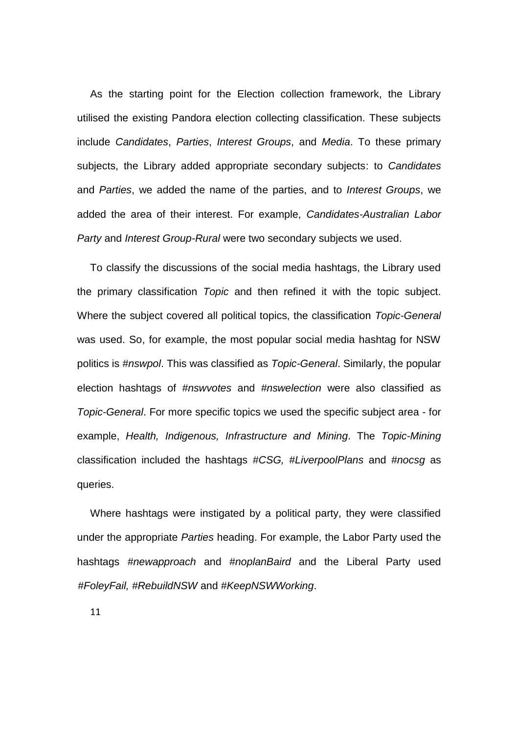As the starting point for the Election collection framework, the Library utilised the existing Pandora election collecting classification. These subjects include *Candidates*, *Parties*, *Interest Groups*, and *Media*. To these primary subjects, the Library added appropriate secondary subjects: to *Candidates* and *Parties*, we added the name of the parties, and to *Interest Groups*, we added the area of their interest. For example, *Candidates-Australian Labor Party* and *Interest Group-Rural* were two secondary subjects we used.

To classify the discussions of the social media hashtags, the Library used the primary classification *Topic* and then refined it with the topic subject. Where the subject covered all political topics, the classification *Topic-General* was used. So, for example, the most popular social media hashtag for NSW politics is *#nswpol*. This was classified as *Topic-General*. Similarly, the popular election hashtags of *#nswvotes* and *#nswelection* were also classified as *Topic-General*. For more specific topics we used the specific subject area - for example, *Health, Indigenous, Infrastructure and Mining*. The *Topic-Mining* classification included the hashtags *#CSG, #LiverpoolPlans* and *#nocsg* as queries.

Where hashtags were instigated by a political party, they were classified under the appropriate *Parties* heading. For example, the Labor Party used the hashtags *#newapproach* and *#noplanBaird* and the Liberal Party used *#FoleyFail, #RebuildNSW* and *#KeepNSWWorking*.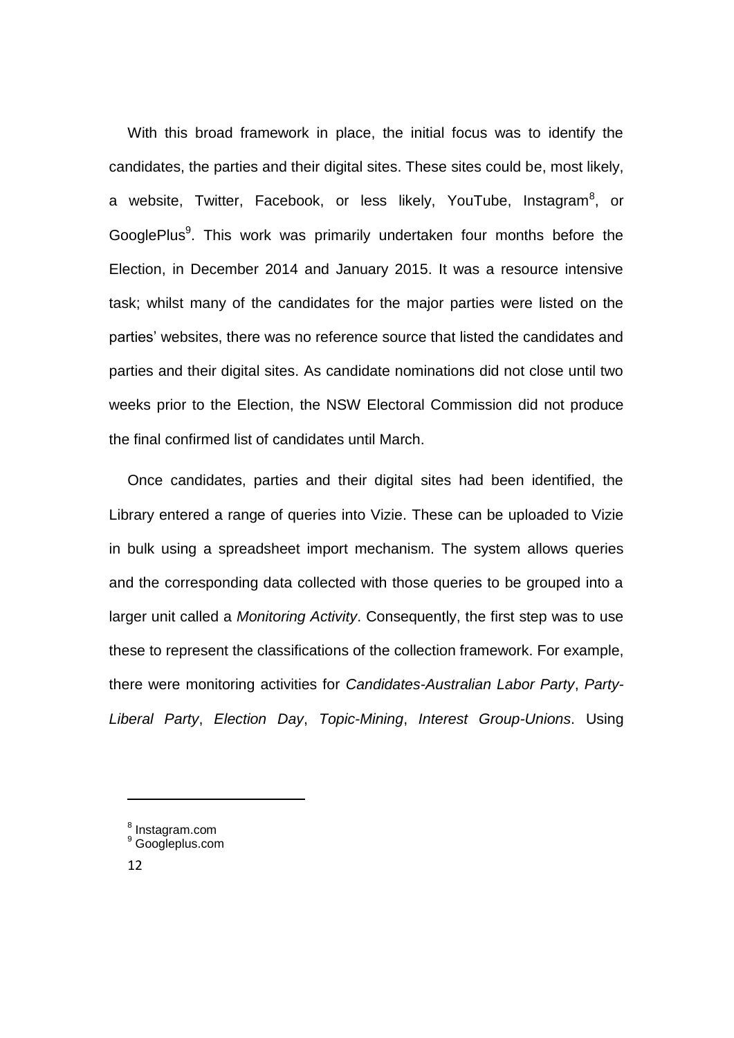With this broad framework in place, the initial focus was to identify the candidates, the parties and their digital sites. These sites could be, most likely, a website, Twitter, Facebook, or less likely, YouTube, Instagram[8], or GooglePlus[9]. This work was primarily undertaken four months before the Election, in December 2014 and January 2015. It was a resource intensive task; whilst many of the candidates for the major parties were listed on the parties' websites, there was no reference source that listed the candidates and parties and their digital sites. As candidate nominations did not close until two weeks prior to the Election, the NSW Electoral Commission did not produce the final confirmed list of candidates until March.

Once candidates, parties and their digital sites had been identified, the Library entered a range of queries into Vizie. These can be uploaded to Vizie in bulk using a spreadsheet import mechanism. The system allows queries and the corresponding data collected with those queries to be grouped into a larger unit called a *Monitoring Activity*. Consequently, the first step was to use these to represent the classifications of the collection framework. For example, there were monitoring activities for *Candidates-Australian Labor Party*, *Party-Liberal Party*, *Election Day*, *Topic-Mining*, *Interest Group-Unions*. Using

---

[8] Instagram.com

[9] Googleplus.com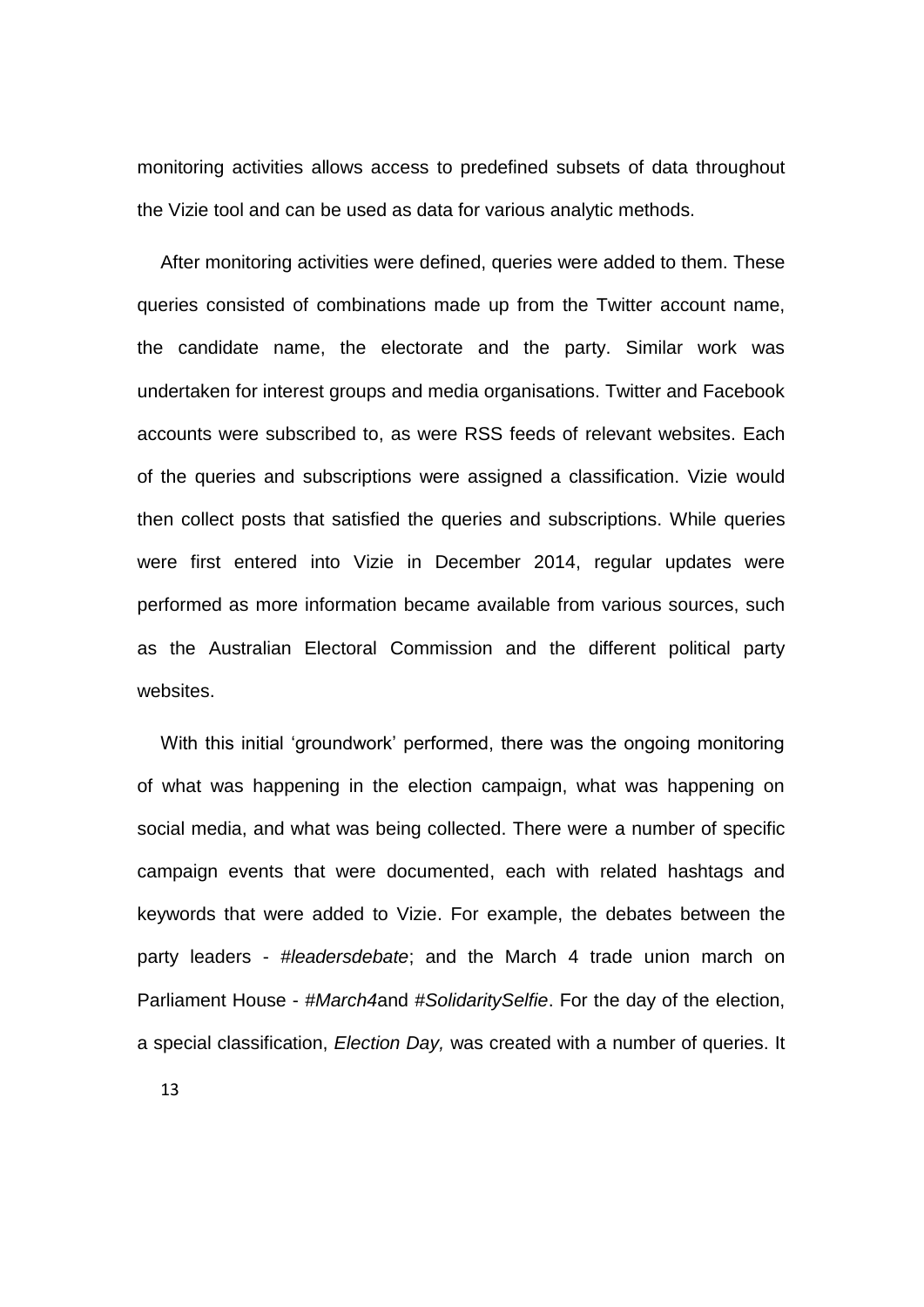monitoring activities allows access to predefined subsets of data throughout the Vizie tool and can be used as data for various analytic methods.

After monitoring activities were defined, queries were added to them. These queries consisted of combinations made up from the Twitter account name, the candidate name, the electorate and the party. Similar work was undertaken for interest groups and media organisations. Twitter and Facebook accounts were subscribed to, as were RSS feeds of relevant websites. Each of the queries and subscriptions were assigned a classification. Vizie would then collect posts that satisfied the queries and subscriptions. While queries were first entered into Vizie in December 2014, regular updates were performed as more information became available from various sources, such as the Australian Electoral Commission and the different political party websites.

With this initial 'groundwork' performed, there was the ongoing monitoring of what was happening in the election campaign, what was happening on social media, and what was being collected. There were a number of specific campaign events that were documented, each with related hashtags and keywords that were added to Vizie. For example, the debates between the party leaders - *#leadersdebate*; and the March 4 trade union march on Parliament House - *#March4*and *#SolidaritySelfie*. For the day of the election, a special classification, *Election Day,* was created with a number of queries. It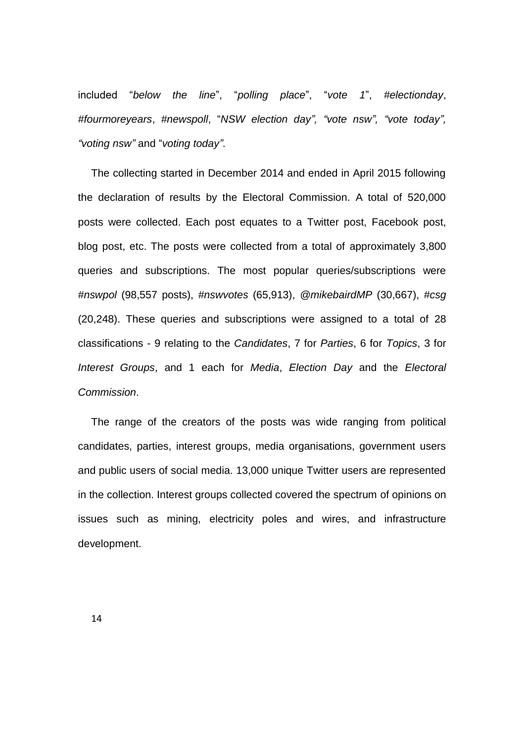included "*below the line*", "*polling place*", "*vote 1*", *#electionday*, *#fourmoreyears*, *#newspoll*, "*NSW election day", "vote nsw", "vote today", "voting nsw"* and "*voting today"*.

The collecting started in December 2014 and ended in April 2015 following the declaration of results by the Electoral Commission. A total of 520,000 posts were collected. Each post equates to a Twitter post, Facebook post, blog post, etc. The posts were collected from a total of approximately 3,800 queries and subscriptions. The most popular queries/subscriptions were *#nswpol* (98,557 posts), *#nswvotes* (65,913), *@mikebairdMP* (30,667), *#csg* (20,248). These queries and subscriptions were assigned to a total of 28 classifications - 9 relating to the *Candidates*, 7 for *Parties*, 6 for *Topics*, 3 for *Interest Groups*, and 1 each for *Media*, *Election Day* and the *Electoral Commission*.

The range of the creators of the posts was wide ranging from political candidates, parties, interest groups, media organisations, government users and public users of social media. 13,000 unique Twitter users are represented in the collection. Interest groups collected covered the spectrum of opinions on issues such as mining, electricity poles and wires, and infrastructure development.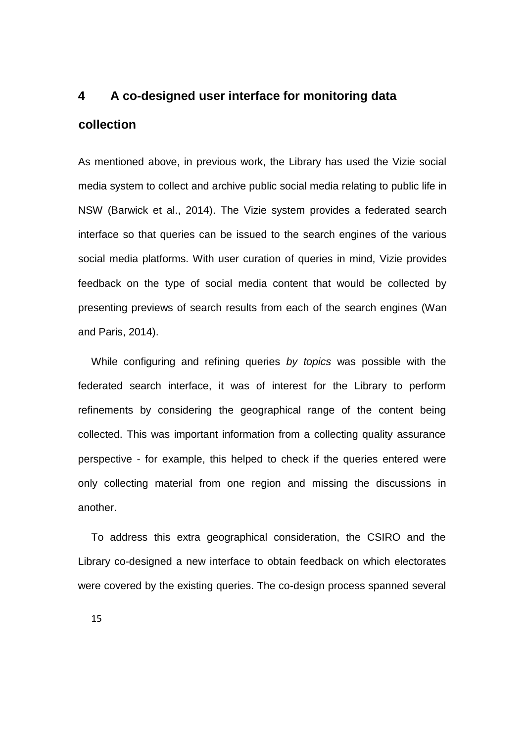# 4 A co-designed user interface for monitoring data collection

As mentioned above, in previous work, the Library has used the Vizie social media system to collect and archive public social media relating to public life in NSW (Barwick et al., 2014). The Vizie system provides a federated search interface so that queries can be issued to the search engines of the various social media platforms. With user curation of queries in mind, Vizie provides feedback on the type of social media content that would be collected by presenting previews of search results from each of the search engines (Wan and Paris, 2014).

While configuring and refining queries *by topics* was possible with the federated search interface, it was of interest for the Library to perform refinements by considering the geographical range of the content being collected. This was important information from a collecting quality assurance perspective - for example, this helped to check if the queries entered were only collecting material from one region and missing the discussions in another.

To address this extra geographical consideration, the CSIRO and the Library co-designed a new interface to obtain feedback on which electorates were covered by the existing queries. The co-design process spanned several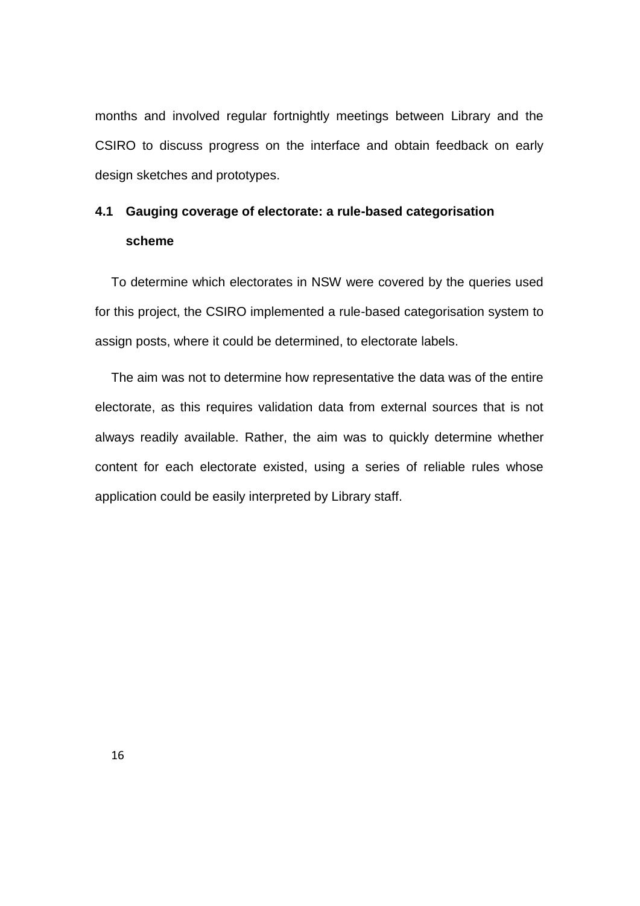months and involved regular fortnightly meetings between Library and the CSIRO to discuss progress on the interface and obtain feedback on early design sketches and prototypes.

### 4.1 Gauging coverage of electorate: a rule-based categorisation scheme

To determine which electorates in NSW were covered by the queries used for this project, the CSIRO implemented a rule-based categorisation system to assign posts, where it could be determined, to electorate labels.

The aim was not to determine how representative the data was of the entire electorate, as this requires validation data from external sources that is not always readily available. Rather, the aim was to quickly determine whether content for each electorate existed, using a series of reliable rules whose application could be easily interpreted by Library staff.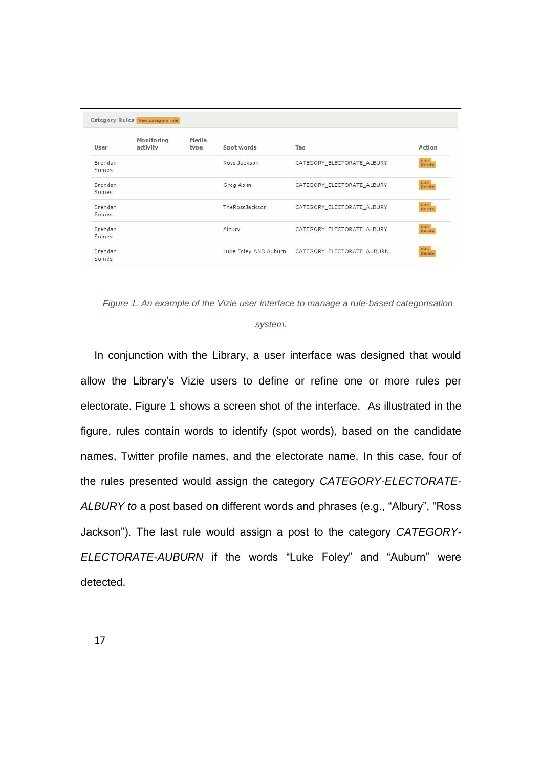Category Rules New category rule

| User | Monitoring activity | Media type | Spot words | Tag | Action |
|---|---|---|---|---|---|
| Brendan Somes | | | Ross Jackson | CATEGORY_ELECTORATE_ALBURY | Edit Delete |
| Brendan Somes | | | Greg Aplin | CATEGORY_ELECTORATE_ALBURY | Edit Delete |
| Brendan Somes | | | TheRossJackson | CATEGORY_ELECTORATE_ALBURY | Edit Delete |
| Brendan Somes | | | Albury | CATEGORY_ELECTORATE_ALBURY | Edit Delete |
| Brendan Somes | | | Luke Foley AND Auburn | CATEGORY_ELECTORATE_AUBURN | Edit Delete |

*Figure 1. An example of the Vizie user interface to manage a rule-based categorisation system.*

In conjunction with the Library, a user interface was designed that would allow the Library's Vizie users to define or refine one or more rules per electorate. Figure 1 shows a screen shot of the interface. As illustrated in the figure, rules contain words to identify (spot words), based on the candidate names, Twitter profile names, and the electorate name. In this case, four of the rules presented would assign the category *CATEGORY-ELECTORATE-ALBURY to* a post based on different words and phrases (e.g., "Albury", "Ross Jackson"). The last rule would assign a post to the category *CATEGORY-ELECTORATE-AUBURN* if the words "Luke Foley" and "Auburn" were detected.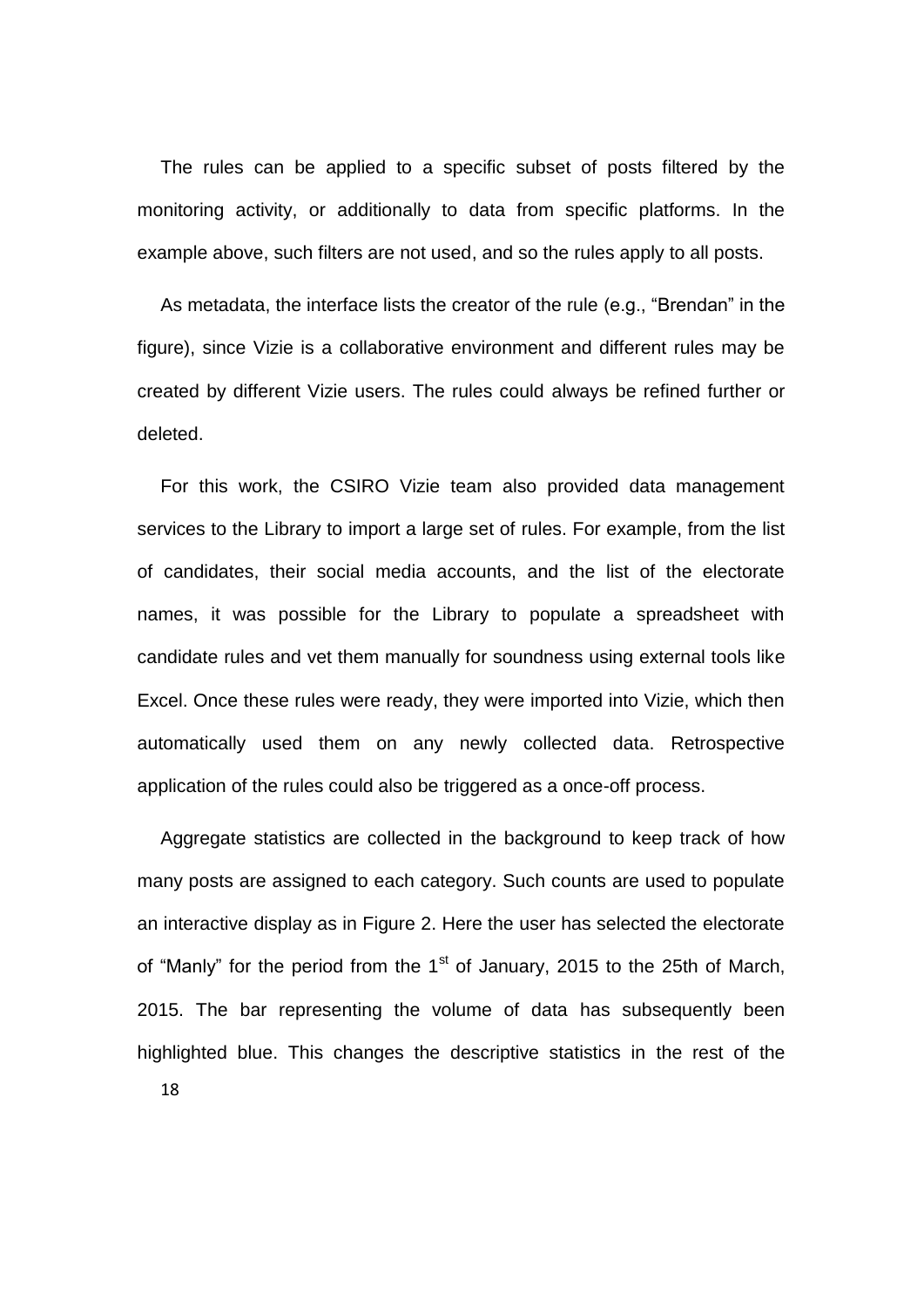The rules can be applied to a specific subset of posts filtered by the monitoring activity, or additionally to data from specific platforms. In the example above, such filters are not used, and so the rules apply to all posts.

As metadata, the interface lists the creator of the rule (e.g., "Brendan" in the figure), since Vizie is a collaborative environment and different rules may be created by different Vizie users. The rules could always be refined further or deleted.

For this work, the CSIRO Vizie team also provided data management services to the Library to import a large set of rules. For example, from the list of candidates, their social media accounts, and the list of the electorate names, it was possible for the Library to populate a spreadsheet with candidate rules and vet them manually for soundness using external tools like Excel. Once these rules were ready, they were imported into Vizie, which then automatically used them on any newly collected data. Retrospective application of the rules could also be triggered as a once-off process.

Aggregate statistics are collected in the background to keep track of how many posts are assigned to each category. Such counts are used to populate an interactive display as in Figure 2. Here the user has selected the electorate of "Manly" for the period from the 1st of January, 2015 to the 25th of March, 2015. The bar representing the volume of data has subsequently been highlighted blue. This changes the descriptive statistics in the rest of the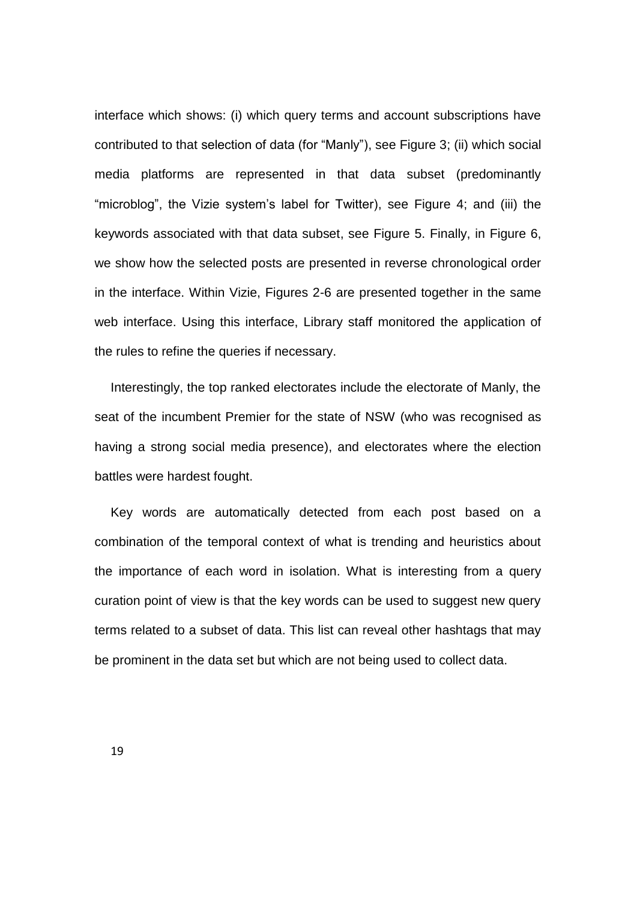interface which shows: (i) which query terms and account subscriptions have contributed to that selection of data (for "Manly"), see Figure 3; (ii) which social media platforms are represented in that data subset (predominantly "microblog", the Vizie system's label for Twitter), see Figure 4; and (iii) the keywords associated with that data subset, see Figure 5. Finally, in Figure 6, we show how the selected posts are presented in reverse chronological order in the interface. Within Vizie, Figures 2-6 are presented together in the same web interface. Using this interface, Library staff monitored the application of the rules to refine the queries if necessary.

Interestingly, the top ranked electorates include the electorate of Manly, the seat of the incumbent Premier for the state of NSW (who was recognised as having a strong social media presence), and electorates where the election battles were hardest fought.

Key words are automatically detected from each post based on a combination of the temporal context of what is trending and heuristics about the importance of each word in isolation. What is interesting from a query curation point of view is that the key words can be used to suggest new query terms related to a subset of data. This list can reveal other hashtags that may be prominent in the data set but which are not being used to collect data.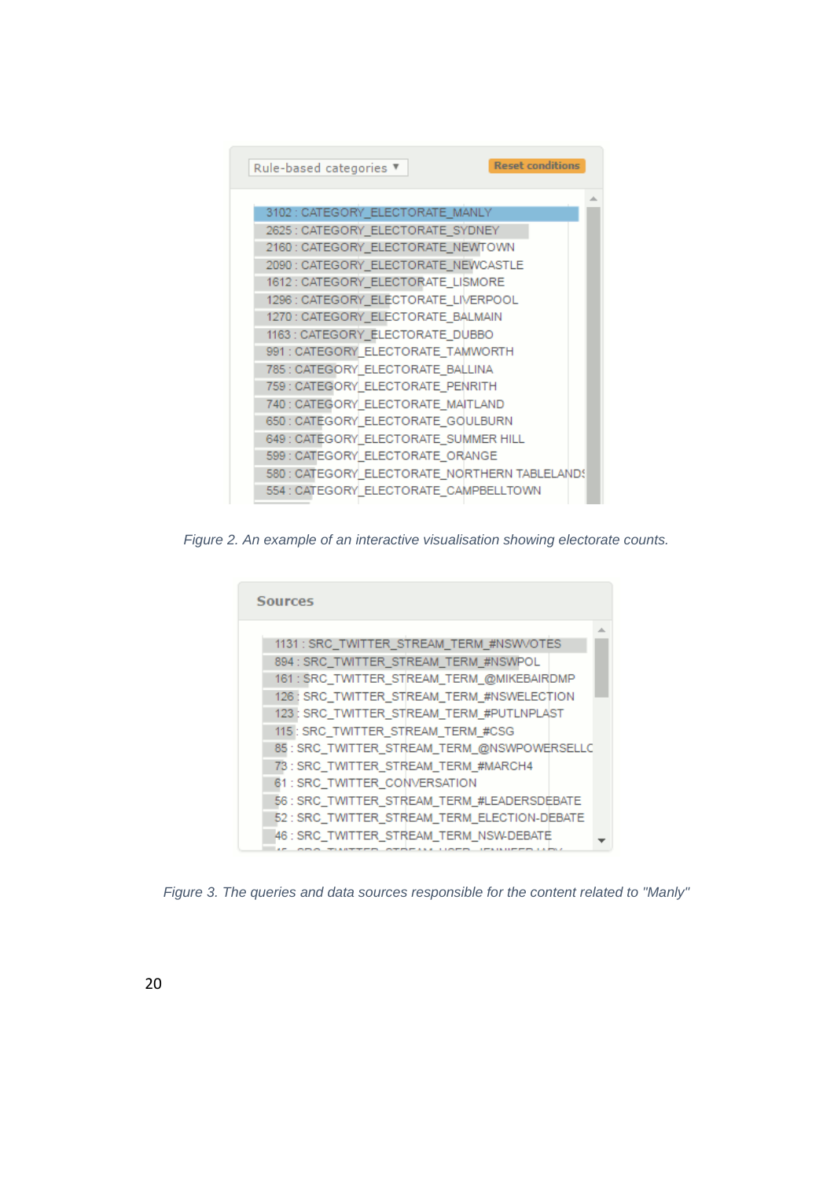Rule-based categories ▾ Reset conditions

3102 : CATEGORY_ELECTORATE_MANLY
2625 : CATEGORY_ELECTORATE_SYDNEY
2160 : CATEGORY_ELECTORATE_NEWTOWN
2090 : CATEGORY_ELECTORATE_NEWCASTLE
1612 : CATEGORY_ELECTORATE_LISMORE
1296 : CATEGORY_ELECTORATE_LIVERPOOL
1270 : CATEGORY_ELECTORATE_BALMAIN
1163 : CATEGORY_ELECTORATE_DUBBO
991 : CATEGORY_ELECTORATE_TAMWORTH
785 : CATEGORY_ELECTORATE_BALLINA
759 : CATEGORY_ELECTORATE_PENRITH
740 : CATEGORY_ELECTORATE_MAITLAND
650 : CATEGORY_ELECTORATE_GOULBURN
649 : CATEGORY_ELECTORATE_SUMMER HILL
599 : CATEGORY_ELECTORATE_ORANGE
580 : CATEGORY_ELECTORATE_NORTHERN TABLELANDS
554 : CATEGORY_ELECTORATE_CAMPBELLTOWN

*Figure 2. An example of an interactive visualisation showing electorate counts.*

**Sources**

1131 : SRC_TWITTER_STREAM_TERM_#NSWVOTES
894 : SRC_TWITTER_STREAM_TERM_#NSWPOL
161 : SRC_TWITTER_STREAM_TERM_@MIKEBAIRDMP
126 : SRC_TWITTER_STREAM_TERM_#NSWELECTION
123 : SRC_TWITTER_STREAM_TERM_#PUTLNPLAST
115 : SRC_TWITTER_STREAM_TERM_#CSG
85 : SRC_TWITTER_STREAM_TERM_@NSWPOWERSELLC
73 : SRC_TWITTER_STREAM_TERM_#MARCH4
61 : SRC_TWITTER_CONVERSATION
56 : SRC_TWITTER_STREAM_TERM_#LEADERSDEBATE
52 : SRC_TWITTER_STREAM_TERM_ELECTION-DEBATE
46 : SRC_TWITTER_STREAM_TERM_NSW-DEBATE

*Figure 3. The queries and data sources responsible for the content related to "Manly"*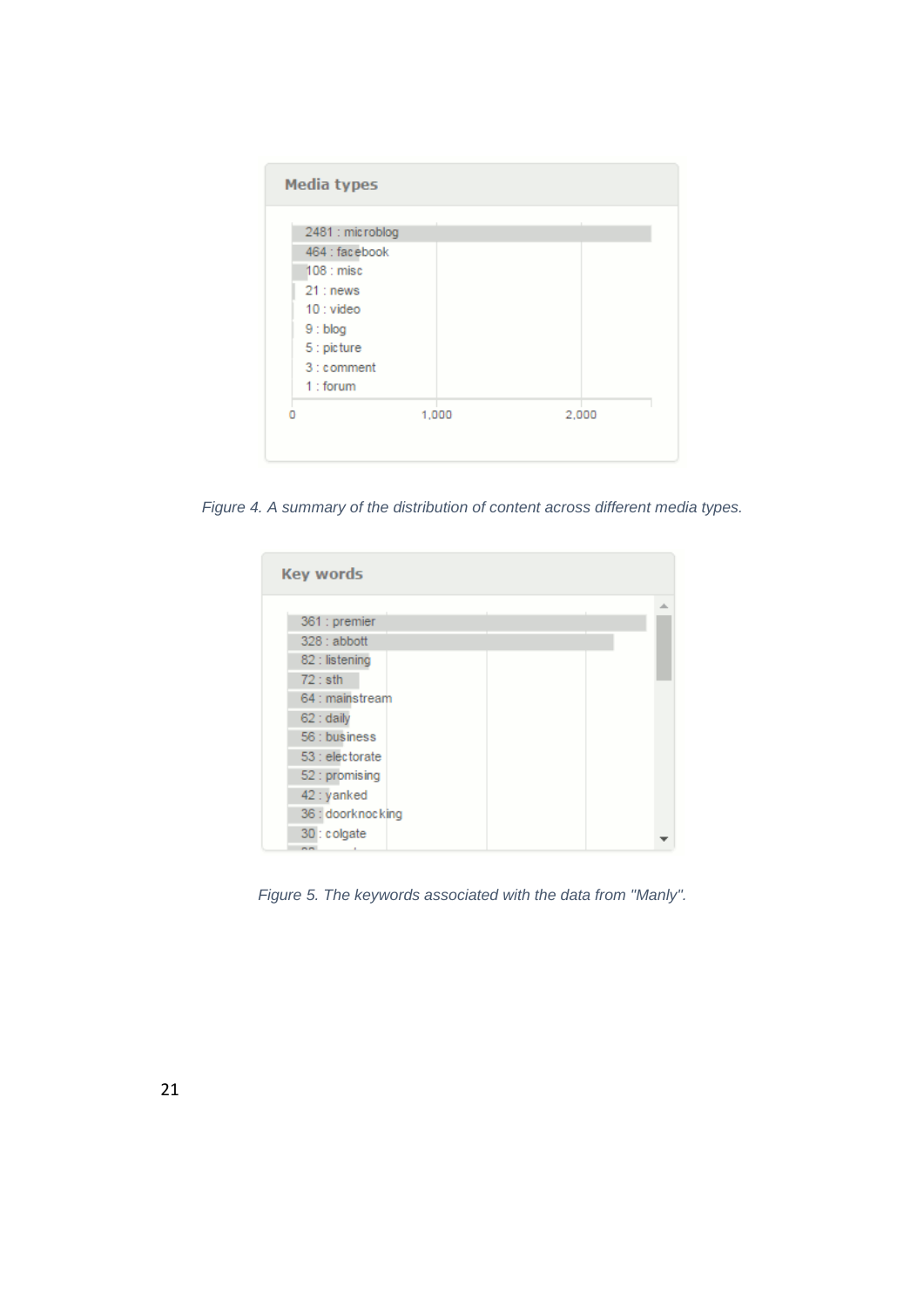**Media types**

| Count | Media type |
|---|---|
| 2481 | microblog |
| 464 | facebook |
| 108 | misc |
| 21 | news |
| 10 | video |
| 9 | blog |
| 5 | picture |
| 3 | comment |
| 1 | forum |

*Figure 4. A summary of the distribution of content across different media types.*

**Key words**

| Count | Key word |
|---|---|
| 361 | premier |
| 328 | abbott |
| 82 | listening |
| 72 | sth |
| 64 | mainstream |
| 62 | daily |
| 56 | business |
| 53 | electorate |
| 52 | promising |
| 42 | yanked |
| 36 | doorknocking |
| 30 | colgate |

*Figure 5. The keywords associated with the data from "Manly".*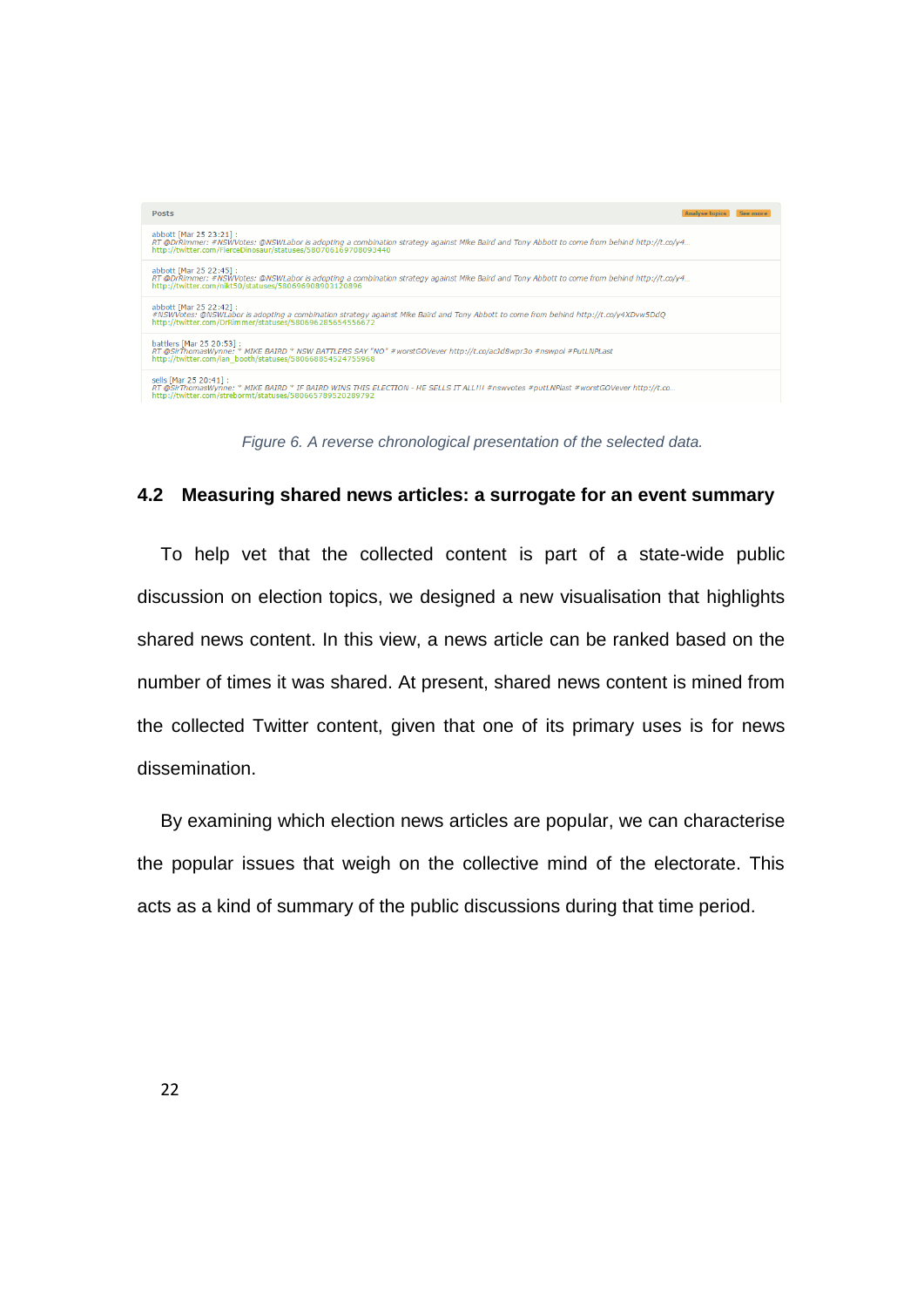| Posts |
| --- |
| abbott [Mar 25 23:21] : RT @DrRimmer: #NSWVotes: @NSWLabor is adopting a combination strategy against Mike Baird and Tony Abbott to come from behind http://t.co/y4... http://twitter.com/FierceDinosaur/statuses/580706169708093440 |
| abbott [Mar 25 22:45] : RT @DrRimmer: #NSWVotes: @NSWLabor is adopting a combination strategy against Mike Baird and Tony Abbott to come from behind http://t.co/y4... http://twitter.com/nikt50/statuses/580696908903120896 |
| abbott [Mar 25 22:42] : #NSWVotes: @NSWLabor is adopting a combination strategy against Mike Baird and Tony Abbott to come from behind http://t.co/y4XDvw5DdQ http://twitter.com/DrRimmer/statuses/580696285654556672 |
| battlers [Mar 25 20:53] : RT @SirThomasWynne: * MIKE BAIRD * NSW BATTLERS SAY "NO" #worstGOVever http://t.co/acJd8wpr3o #nswpol #PutLNPLast http://twitter.com/ian_booth/statuses/580668854524755968 |
| sells [Mar 25 20:41] : RT @SirThomasWynne: * MIKE BAIRD * IF BAIRD WINS THIS ELECTION - HE SELLS IT ALL!!! #nswvotes #putLNPlast #worstGOVever http://t.co... http://twitter.com/strebormt/statuses/580665789520289792 |

*Figure 6. A reverse chronological presentation of the selected data.*

## 4.2 Measuring shared news articles: a surrogate for an event summary

To help vet that the collected content is part of a state-wide public discussion on election topics, we designed a new visualisation that highlights shared news content. In this view, a news article can be ranked based on the number of times it was shared. At present, shared news content is mined from the collected Twitter content, given that one of its primary uses is for news dissemination.

By examining which election news articles are popular, we can characterise the popular issues that weigh on the collective mind of the electorate. This acts as a kind of summary of the public discussions during that time period.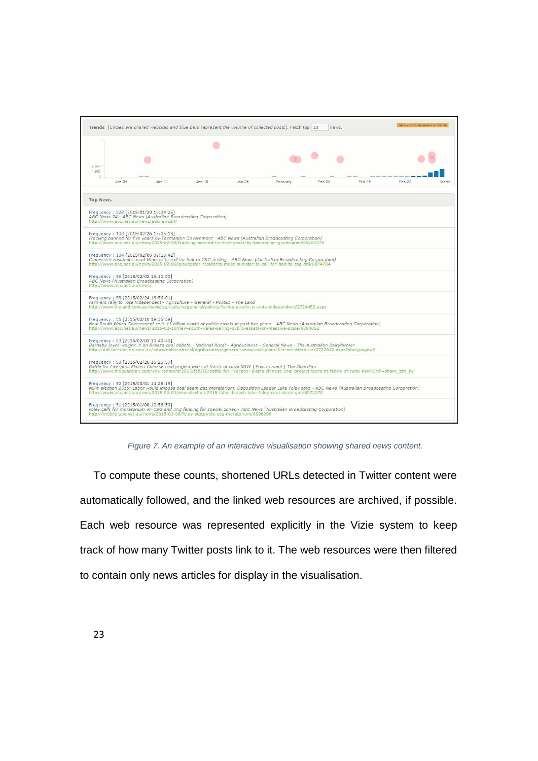**Trends** [Circles are shared websites and blue bars represent the volume of collected posts]. Fetch top 10 news.

Show or hide news in table

**Top News**

Frequency : 523 [2015/01/20 10:04:26]
*ABC News 24 - ABC News (Australian Broadcasting Corporation)*
http://www.abc.net.au/news/abcnews24/

Frequency : 108 [2015/02/26 15:06:19]
*Fracking banned for five years by Tasmanian Government - ABC News (Australian Broadcasting Corporation)*
http://www.abc.net.au/news/2015-02-26/fracking-banned-for-five-years-by-tasmanian-government/6265378

Frequency : 104 [2015/02/06 09:16:42]
*Gloucester residents meet Minister to call for halt to CSG drilling - ABC News (Australian Broadcasting Corporation)*
http://www.abc.net.au/news/2015-02-06/gloucester-residents-meet-minister-to-call-for-halt-to-csg-dril/6074704

Frequency : 59 [2015/02/02 16:10:00]
*ABC News (Australian Broadcasting Corporation)*
http://www.abc.net.au/news/

Frequency : 58 [2015/02/24 18:56:01]
*Farmers rally to vote independent - Agriculture - General - Politics - The Land*
http://www.theland.com.au/news/agriculture/general/politics/farmers-rally-to-vote-independent/2724452.aspx

Frequency : 56 [2015/02/10 19:35:59]
*New South Wales Government sells $1 billion worth of public assets in past two years - ABC News (Australian Broadcasting Corporation)*
http://www.abc.net.au/news/2015-02-10/new-south-wales-selling-public-assets-on-massive-scale/6084052

Frequency : 53 [2015/02/03 10:40:40]
*Barnaby Joyce weighs in on Breeza coal debate - National Rural - Agribusiness - General News - The Australian Dairyfarmer*
http://adf.farmonline.com.au/news/nationalrural/agribusiness/general-news/coal-plans-fire-ministers-ire/2722612.aspx?storypage=0

Frequency : 53 [2015/02/26 16:26:57]
*Battle for Liverpool Plains: Chinese coal project tears at fabric of rural NSW | Environment | The Guardian*
http://www.theguardian.com/environment/2015/feb/26/battle-for-liverpool-plains-chinese-coal-project-tears-at-fabric-of-rural-nsw?CMP=share_btn_tw

Frequency : 52 [2015/03/01 14:28:19]
*NSW election 2015: Labor would impose coal seam gas moratorium, Opposition Leader Luke Foley says - ABC News (Australian Broadcasting Corporation)*
http://www.abc.net.au/news/2015-03-01/nsw-election-2015-labor-launch-luke-foley-coal-seam-gas/6272070

Frequency : 51 [2015/01/08 12:56:50]
*Foley calls for moratorium on CSG and ring fencing for special zones - ABC News (Australian Broadcasting Corporation)*
http://mobile.abc.net.au/news/2015-01-08/foley-statewide-csg-moratorium/6006096

*Figure 7. An example of an interactive visualisation showing shared news content.*

To compute these counts, shortened URLs detected in Twitter content were automatically followed, and the linked web resources are archived, if possible. Each web resource was represented explicitly in the Vizie system to keep track of how many Twitter posts link to it. The web resources were then filtered to contain only news articles for display in the visualisation.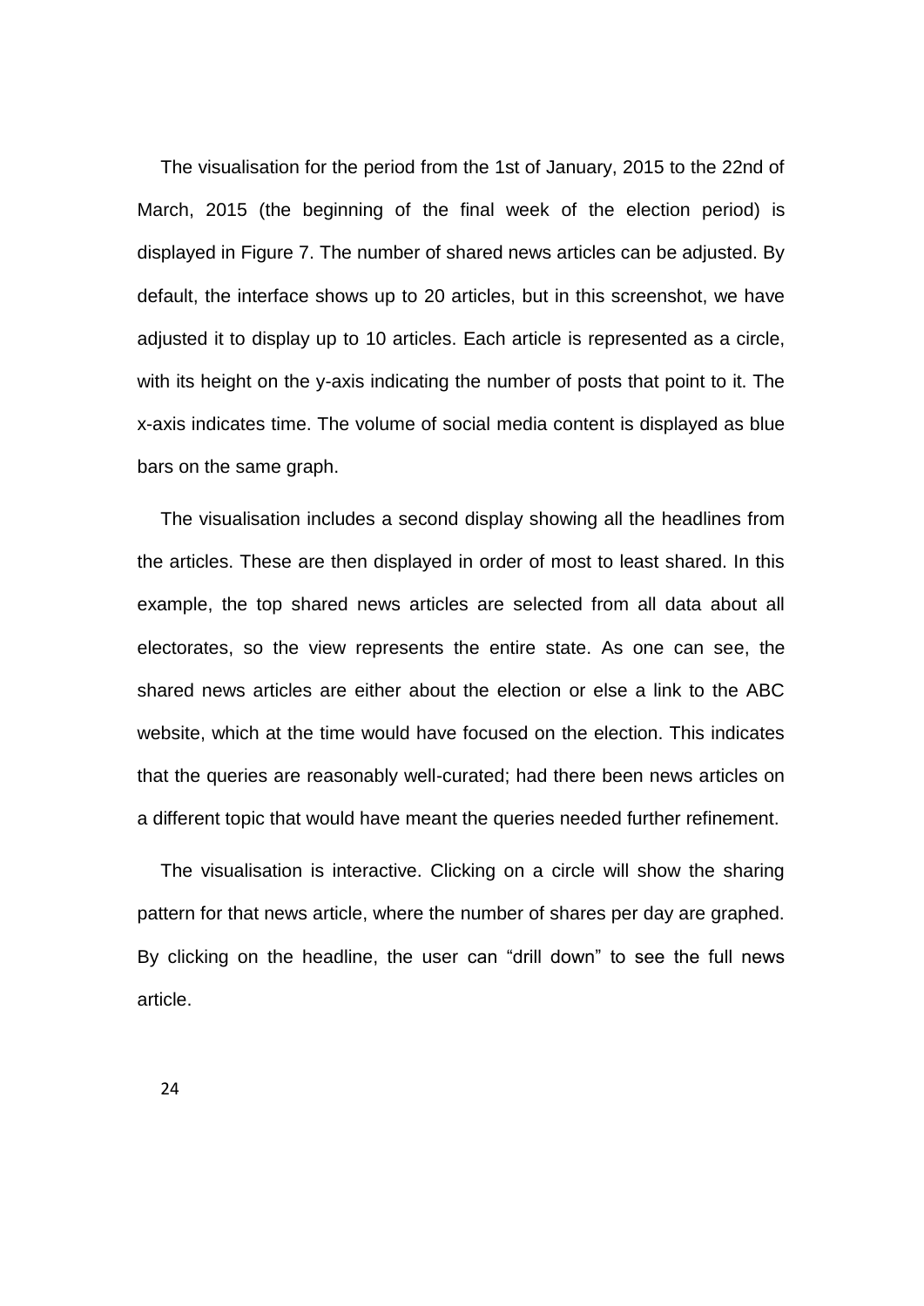The visualisation for the period from the 1st of January, 2015 to the 22nd of March, 2015 (the beginning of the final week of the election period) is displayed in Figure 7. The number of shared news articles can be adjusted. By default, the interface shows up to 20 articles, but in this screenshot, we have adjusted it to display up to 10 articles. Each article is represented as a circle, with its height on the y-axis indicating the number of posts that point to it. The x-axis indicates time. The volume of social media content is displayed as blue bars on the same graph.

The visualisation includes a second display showing all the headlines from the articles. These are then displayed in order of most to least shared. In this example, the top shared news articles are selected from all data about all electorates, so the view represents the entire state. As one can see, the shared news articles are either about the election or else a link to the ABC website, which at the time would have focused on the election. This indicates that the queries are reasonably well-curated; had there been news articles on a different topic that would have meant the queries needed further refinement.

The visualisation is interactive. Clicking on a circle will show the sharing pattern for that news article, where the number of shares per day are graphed. By clicking on the headline, the user can "drill down" to see the full news article.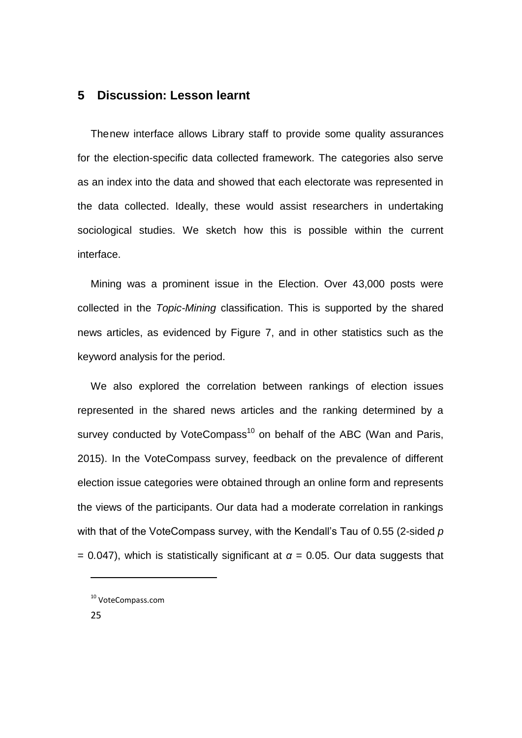## 5 Discussion: Lesson learnt

Thenew interface allows Library staff to provide some quality assurances for the election-specific data collected framework. The categories also serve as an index into the data and showed that each electorate was represented in the data collected. Ideally, these would assist researchers in undertaking sociological studies. We sketch how this is possible within the current interface.

Mining was a prominent issue in the Election. Over 43,000 posts were collected in the *Topic-Mining* classification. This is supported by the shared news articles, as evidenced by Figure 7, and in other statistics such as the keyword analysis for the period.

We also explored the correlation between rankings of election issues represented in the shared news articles and the ranking determined by a survey conducted by VoteCompass[10] on behalf of the ABC (Wan and Paris, 2015). In the VoteCompass survey, feedback on the prevalence of different election issue categories were obtained through an online form and represents the views of the participants. Our data had a moderate correlation in rankings with that of the VoteCompass survey, with the Kendall's Tau of 0.55 (2-sided $p$ = 0.047), which is statistically significant at $\alpha = 0.05$. Our data suggests that

[10] VoteCompass.com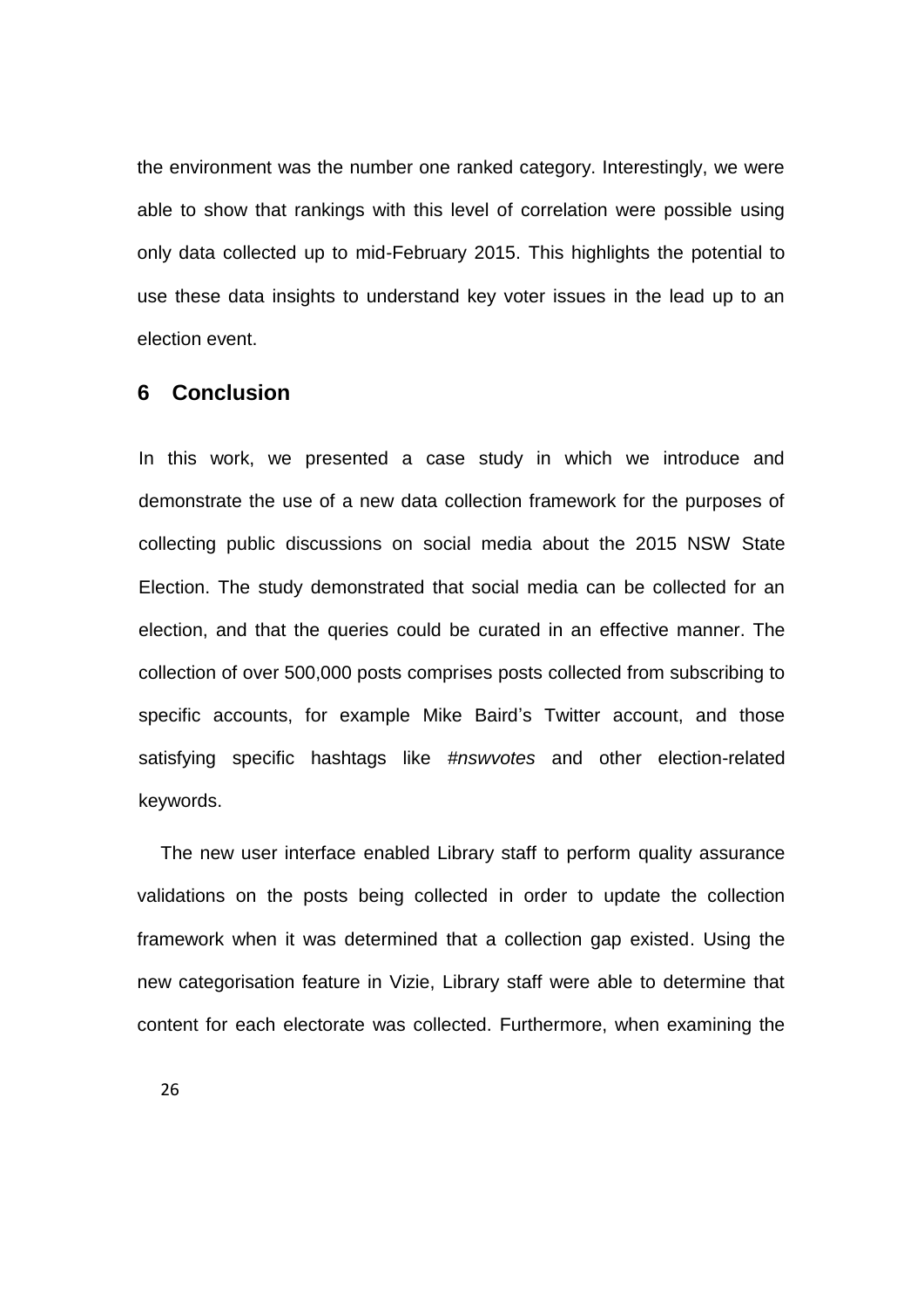the environment was the number one ranked category. Interestingly, we were able to show that rankings with this level of correlation were possible using only data collected up to mid-February 2015. This highlights the potential to use these data insights to understand key voter issues in the lead up to an election event.

## 6 Conclusion

In this work, we presented a case study in which we introduce and demonstrate the use of a new data collection framework for the purposes of collecting public discussions on social media about the 2015 NSW State Election. The study demonstrated that social media can be collected for an election, and that the queries could be curated in an effective manner. The collection of over 500,000 posts comprises posts collected from subscribing to specific accounts, for example Mike Baird's Twitter account, and those satisfying specific hashtags like *#nswvotes* and other election-related keywords.

The new user interface enabled Library staff to perform quality assurance validations on the posts being collected in order to update the collection framework when it was determined that a collection gap existed. Using the new categorisation feature in Vizie, Library staff were able to determine that content for each electorate was collected. Furthermore, when examining the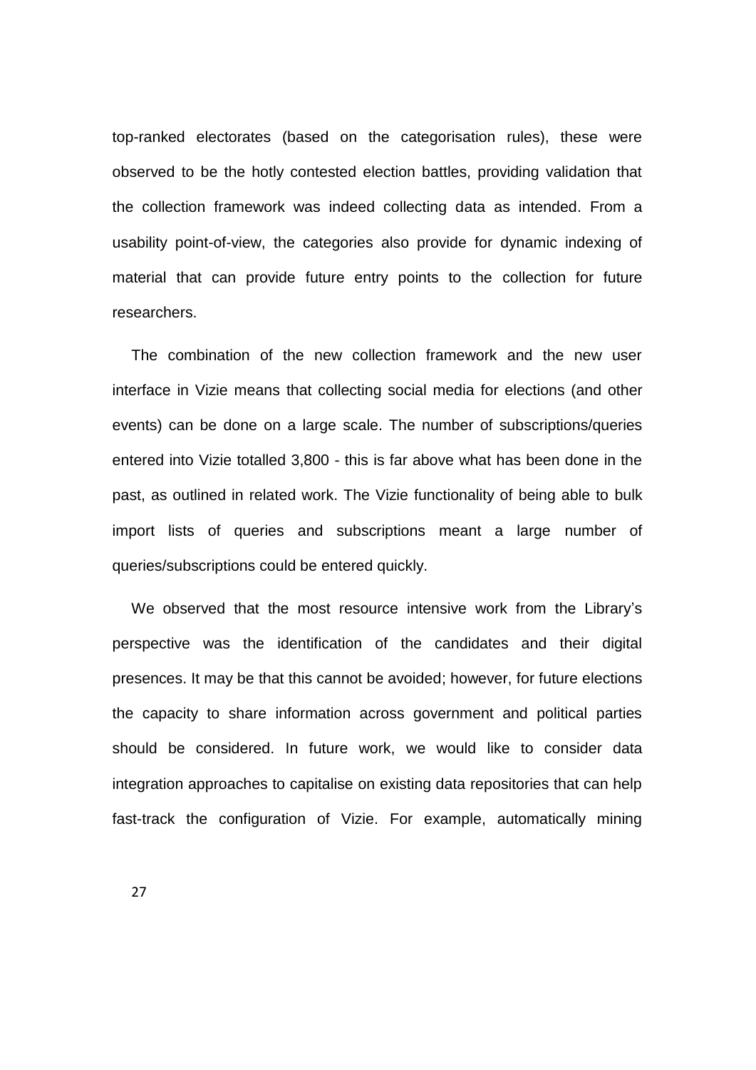top-ranked electorates (based on the categorisation rules), these were observed to be the hotly contested election battles, providing validation that the collection framework was indeed collecting data as intended. From a usability point-of-view, the categories also provide for dynamic indexing of material that can provide future entry points to the collection for future researchers.

The combination of the new collection framework and the new user interface in Vizie means that collecting social media for elections (and other events) can be done on a large scale. The number of subscriptions/queries entered into Vizie totalled 3,800 - this is far above what has been done in the past, as outlined in related work. The Vizie functionality of being able to bulk import lists of queries and subscriptions meant a large number of queries/subscriptions could be entered quickly.

We observed that the most resource intensive work from the Library's perspective was the identification of the candidates and their digital presences. It may be that this cannot be avoided; however, for future elections the capacity to share information across government and political parties should be considered. In future work, we would like to consider data integration approaches to capitalise on existing data repositories that can help fast-track the configuration of Vizie. For example, automatically mining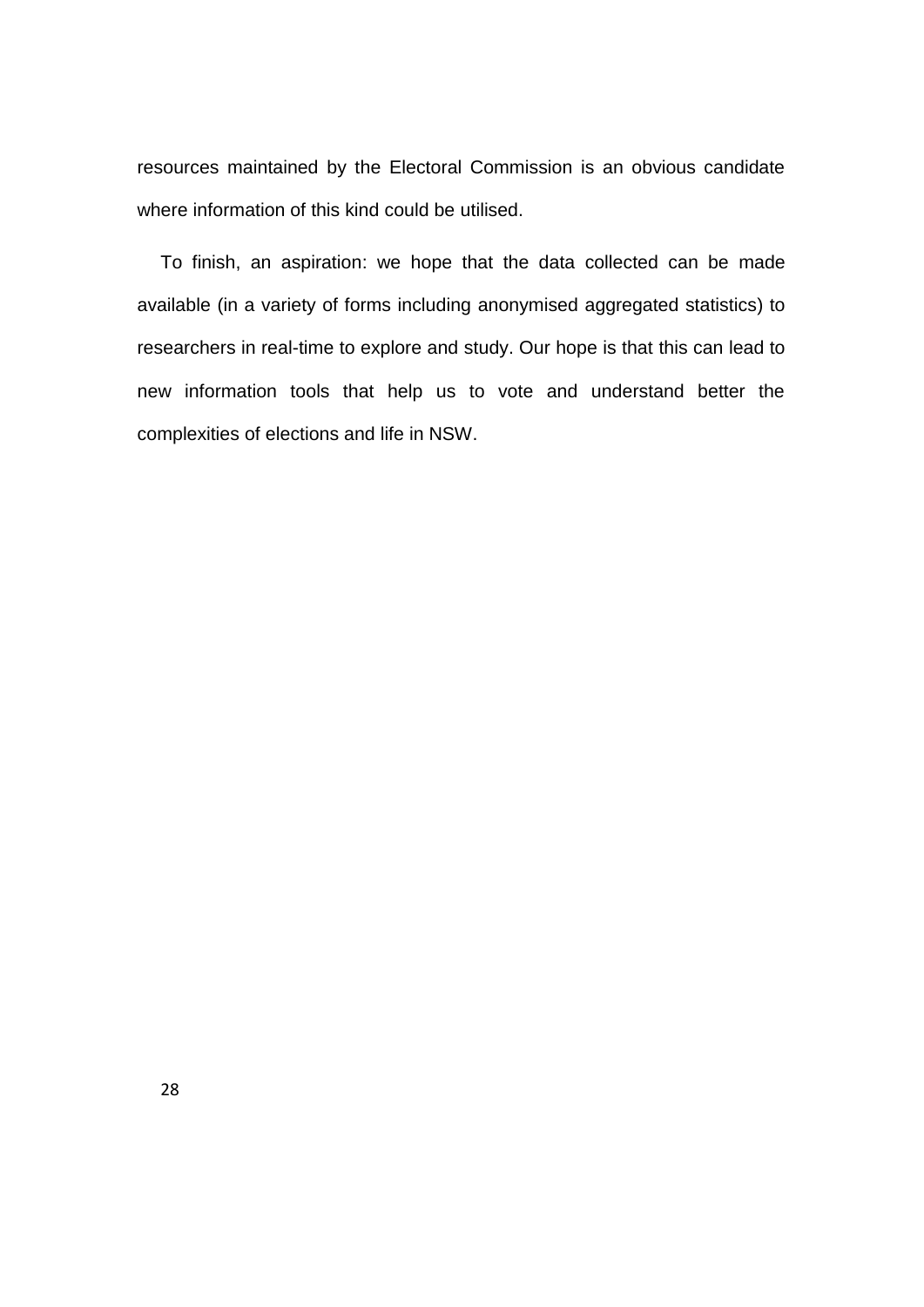resources maintained by the Electoral Commission is an obvious candidate where information of this kind could be utilised.

To finish, an aspiration: we hope that the data collected can be made available (in a variety of forms including anonymised aggregated statistics) to researchers in real-time to explore and study. Our hope is that this can lead to new information tools that help us to vote and understand better the complexities of elections and life in NSW.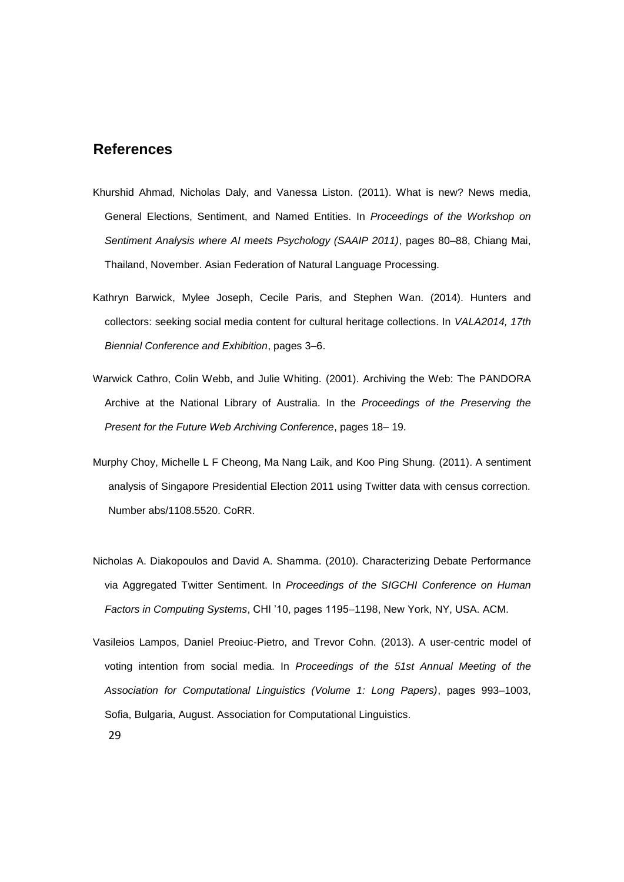## References

Khurshid Ahmad, Nicholas Daly, and Vanessa Liston. (2011). What is new? News media, General Elections, Sentiment, and Named Entities. In *Proceedings of the Workshop on Sentiment Analysis where AI meets Psychology (SAAIP 2011)*, pages 80–88, Chiang Mai, Thailand, November. Asian Federation of Natural Language Processing.

Kathryn Barwick, Mylee Joseph, Cecile Paris, and Stephen Wan. (2014). Hunters and collectors: seeking social media content for cultural heritage collections. In *VALA2014, 17th Biennial Conference and Exhibition*, pages 3–6.

Warwick Cathro, Colin Webb, and Julie Whiting. (2001). Archiving the Web: The PANDORA Archive at the National Library of Australia. In the *Proceedings of the Preserving the Present for the Future Web Archiving Conference*, pages 18– 19.

Murphy Choy, Michelle L F Cheong, Ma Nang Laik, and Koo Ping Shung. (2011). A sentiment analysis of Singapore Presidential Election 2011 using Twitter data with census correction. Number abs/1108.5520. CoRR.

Nicholas A. Diakopoulos and David A. Shamma. (2010). Characterizing Debate Performance via Aggregated Twitter Sentiment. In *Proceedings of the SIGCHI Conference on Human Factors in Computing Systems*, CHI '10, pages 1195–1198, New York, NY, USA. ACM.

Vasileios Lampos, Daniel Preoiuc-Pietro, and Trevor Cohn. (2013). A user-centric model of voting intention from social media. In *Proceedings of the 51st Annual Meeting of the Association for Computational Linguistics (Volume 1: Long Papers)*, pages 993–1003, Sofia, Bulgaria, August. Association for Computational Linguistics.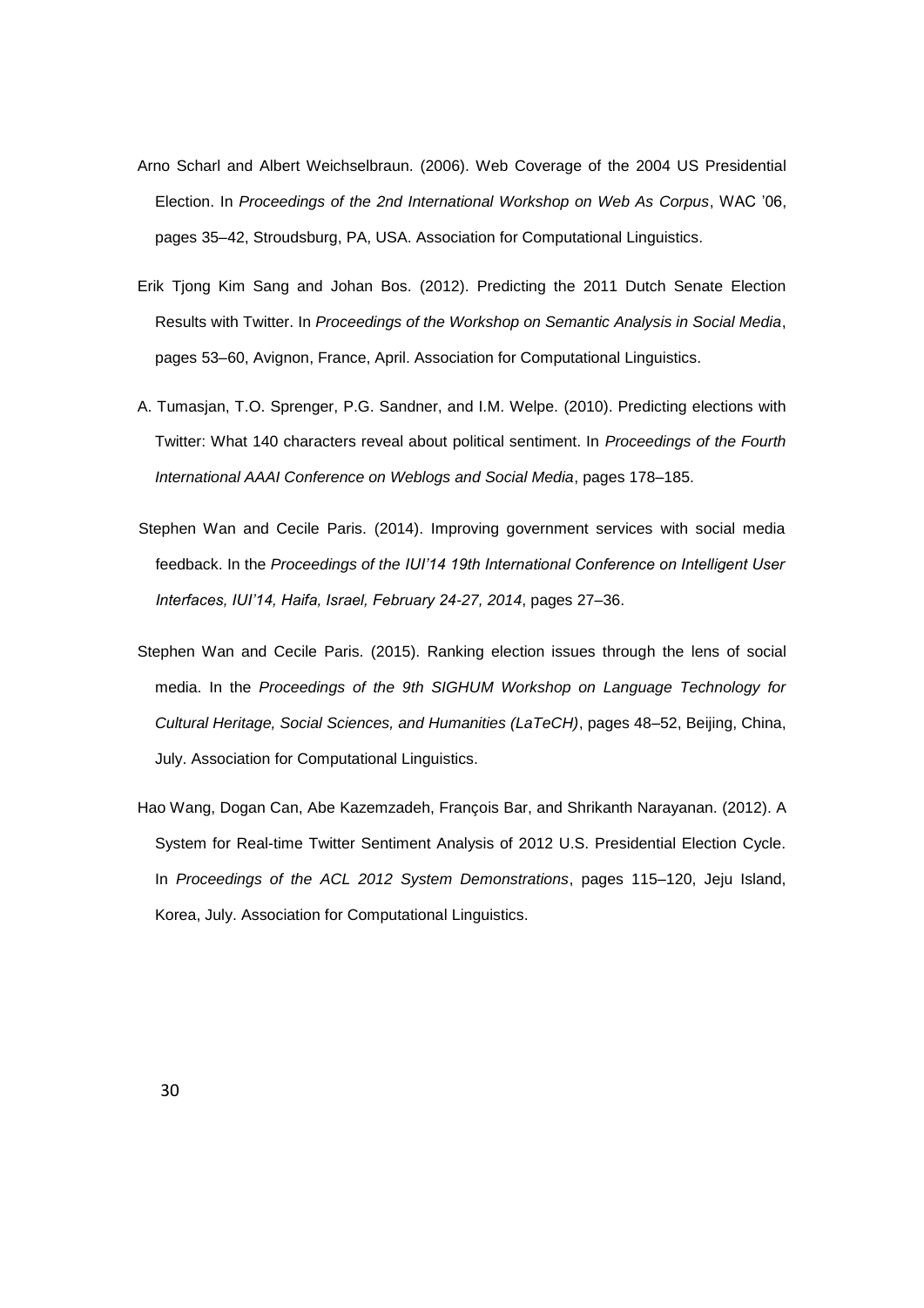Arno Scharl and Albert Weichselbraun. (2006). Web Coverage of the 2004 US Presidential Election. In *Proceedings of the 2nd International Workshop on Web As Corpus*, WAC '06, pages 35–42, Stroudsburg, PA, USA. Association for Computational Linguistics.

Erik Tjong Kim Sang and Johan Bos. (2012). Predicting the 2011 Dutch Senate Election Results with Twitter. In *Proceedings of the Workshop on Semantic Analysis in Social Media*, pages 53–60, Avignon, France, April. Association for Computational Linguistics.

A. Tumasjan, T.O. Sprenger, P.G. Sandner, and I.M. Welpe. (2010). Predicting elections with Twitter: What 140 characters reveal about political sentiment. In *Proceedings of the Fourth International AAAI Conference on Weblogs and Social Media*, pages 178–185.

Stephen Wan and Cecile Paris. (2014). Improving government services with social media feedback. In the *Proceedings of the IUI'14 19th International Conference on Intelligent User Interfaces, IUI'14, Haifa, Israel, February 24-27, 2014*, pages 27–36.

Stephen Wan and Cecile Paris. (2015). Ranking election issues through the lens of social media. In the *Proceedings of the 9th SIGHUM Workshop on Language Technology for Cultural Heritage, Social Sciences, and Humanities (LaTeCH)*, pages 48–52, Beijing, China, July. Association for Computational Linguistics.

Hao Wang, Dogan Can, Abe Kazemzadeh, François Bar, and Shrikanth Narayanan. (2012). A System for Real-time Twitter Sentiment Analysis of 2012 U.S. Presidential Election Cycle. In *Proceedings of the ACL 2012 System Demonstrations*, pages 115–120, Jeju Island, Korea, July. Association for Computational Linguistics.